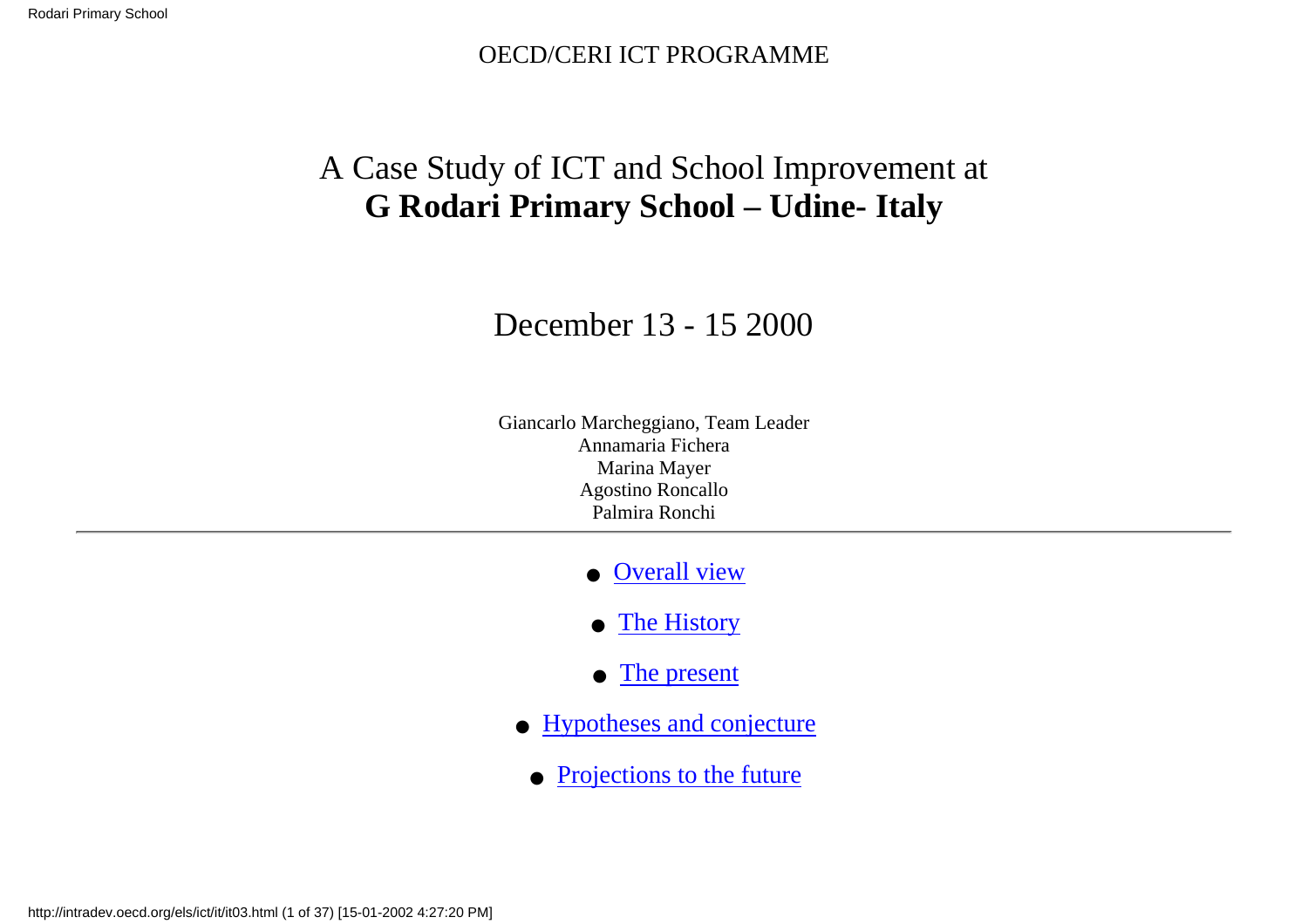OECD/CERI ICT PROGRAMME

# A Case Study of ICT and School Improvement at **G Rodari Primary School – Udine- Italy**

## December 13 - 15 2000

Giancarlo Marcheggiano, Team Leader
Annamaria Fichera
Marina Mayer
Agostino Roncallo
Palmira Ronchi

---

- Overall view
- The History
- The present
- Hypotheses and conjecture
- Projections to the future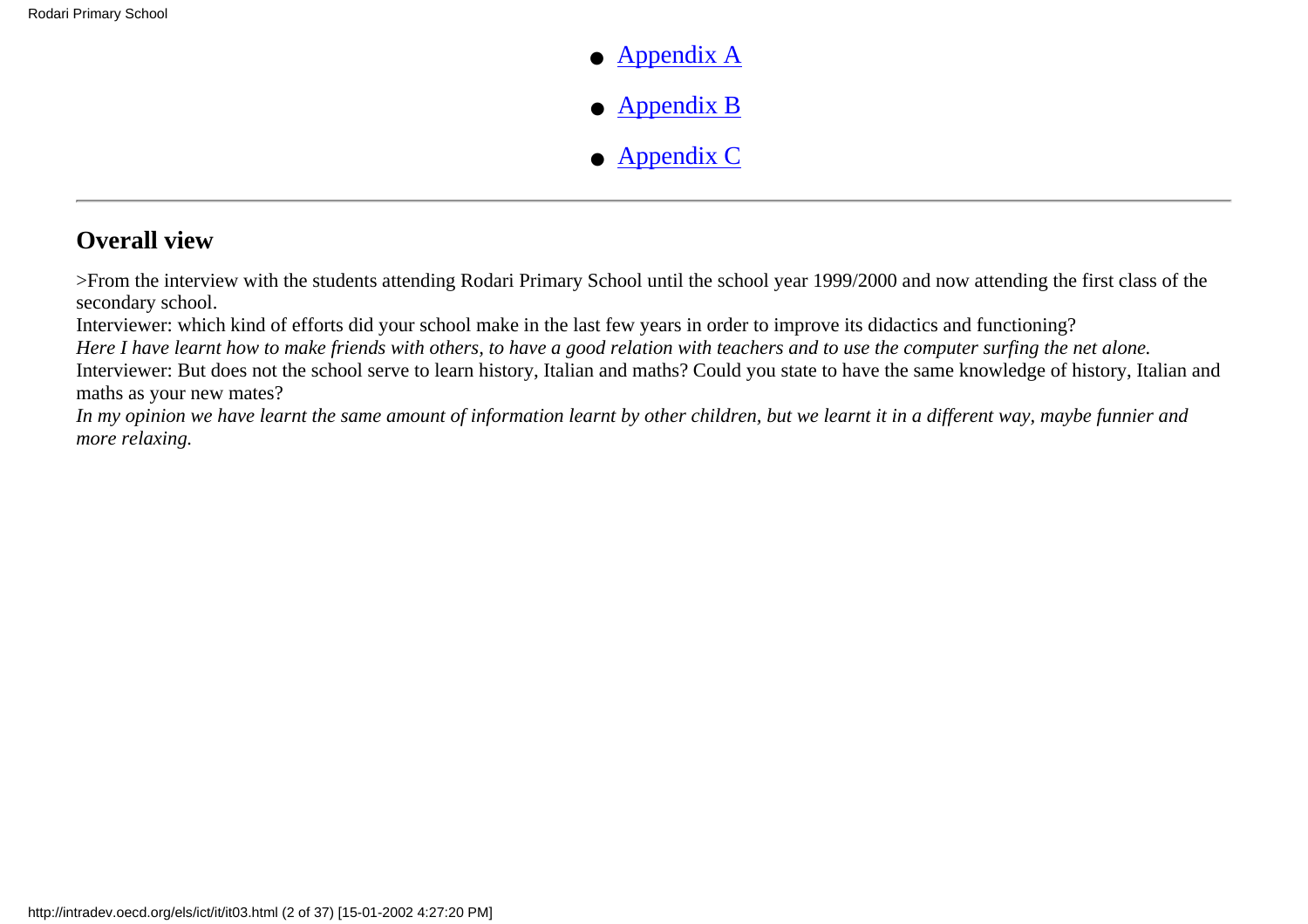- Appendix A
- Appendix B
- Appendix C

---

## Overall view

>From the interview with the students attending Rodari Primary School until the school year 1999/2000 and now attending the first class of the secondary school.

Interviewer: which kind of efforts did your school make in the last few years in order to improve its didactics and functioning?

*Here I have learnt how to make friends with others, to have a good relation with teachers and to use the computer surfing the net alone.*

Interviewer: But does not the school serve to learn history, Italian and maths? Could you state to have the same knowledge of history, Italian and maths as your new mates?

*In my opinion we have learnt the same amount of information learnt by other children, but we learnt it in a different way, maybe funnier and more relaxing.*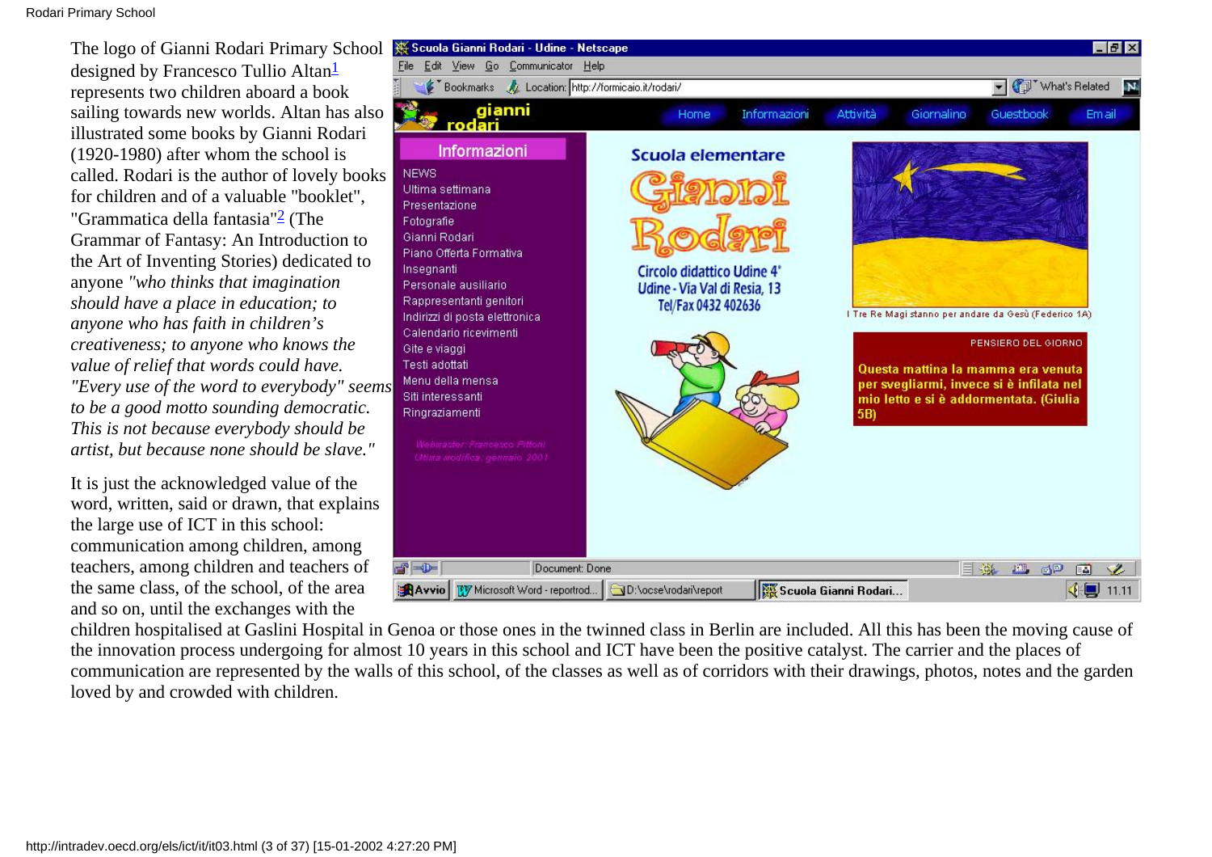The logo of Gianni Rodari Primary School designed by Francesco Tullio Altan[1] represents two children aboard a book sailing towards new worlds. Altan has also illustrated some books by Gianni Rodari (1920-1980) after whom the school is called. Rodari is the author of lovely books for children and of a valuable "booklet", "Grammatica della fantasia"[2] (The Grammar of Fantasy: An Introduction to the Art of Inventing Stories) dedicated to anyone *"who thinks that imagination should have a place in education; to anyone who has faith in children's creativeness; to anyone who knows the value of relief that words could have. "Every use of the word to everybody" seems to be a good motto sounding democratic. This is not because everybody should be artist, but because none should be slave."*

It is just the acknowledged value of the word, written, said or drawn, that explains the large use of ICT in this school: communication among children, among teachers, among children and teachers of the same class, of the school, of the area and so on, until the exchanges with the children hospitalised at Gaslini Hospital in Genoa or those ones in the twinned class in Berlin are included. All this has been the moving cause of the innovation process undergoing for almost 10 years in this school and ICT have been the positive catalyst. The carrier and the places of communication are represented by the walls of this school, of the classes as well as of corridors with their drawings, photos, notes and the garden loved by and crowded with children.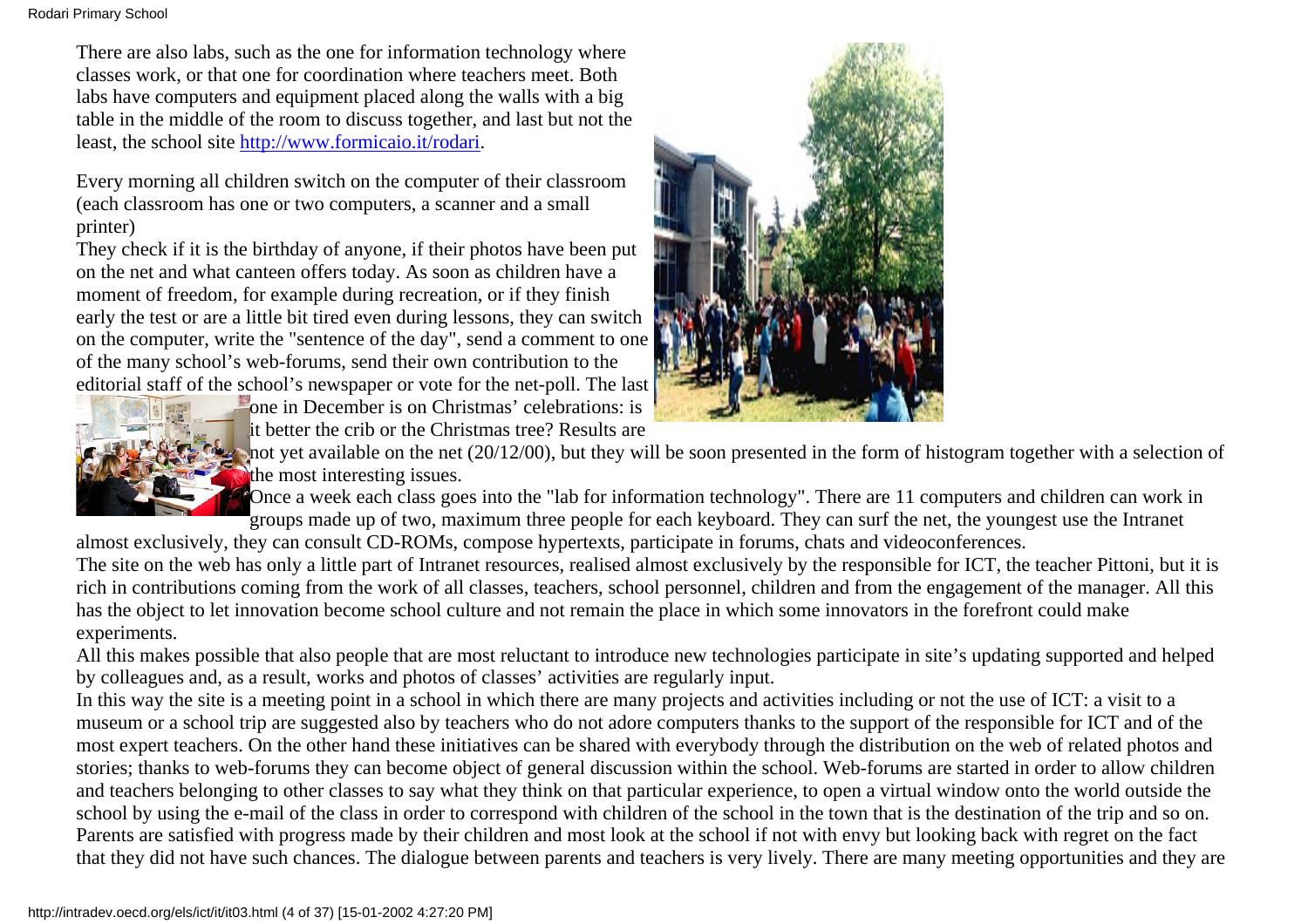There are also labs, such as the one for information technology where classes work, or that one for coordination where teachers meet. Both labs have computers and equipment placed along the walls with a big table in the middle of the room to discuss together, and last but not the least, the school site http://www.formicaio.it/rodari.

Every morning all children switch on the computer of their classroom (each classroom has one or two computers, a scanner and a small printer)

They check if it is the birthday of anyone, if their photos have been put on the net and what canteen offers today. As soon as children have a moment of freedom, for example during recreation, or if they finish early the test or are a little bit tired even during lessons, they can switch on the computer, write the "sentence of the day", send a comment to one of the many school's web-forums, send their own contribution to the editorial staff of the school's newspaper or vote for the net-poll. The last one in December is on Christmas' celebrations: is it better the crib or the Christmas tree? Results are not yet available on the net (20/12/00), but they will be soon presented in the form of histogram together with a selection of the most interesting issues.

Once a week each class goes into the "lab for information technology". There are 11 computers and children can work in groups made up of two, maximum three people for each keyboard. They can surf the net, the youngest use the Intranet almost exclusively, they can consult CD-ROMs, compose hypertexts, participate in forums, chats and videoconferences.

The site on the web has only a little part of Intranet resources, realised almost exclusively by the responsible for ICT, the teacher Pittoni, but it is rich in contributions coming from the work of all classes, teachers, school personnel, children and from the engagement of the manager. All this has the object to let innovation become school culture and not remain the place in which some innovators in the forefront could make experiments.

All this makes possible that also people that are most reluctant to introduce new technologies participate in site's updating supported and helped by colleagues and, as a result, works and photos of classes' activities are regularly input.

In this way the site is a meeting point in a school in which there are many projects and activities including or not the use of ICT: a visit to a museum or a school trip are suggested also by teachers who do not adore computers thanks to the support of the responsible for ICT and of the most expert teachers. On the other hand these initiatives can be shared with everybody through the distribution on the web of related photos and stories; thanks to web-forums they can become object of general discussion within the school. Web-forums are started in order to allow children and teachers belonging to other classes to say what they think on that particular experience, to open a virtual window onto the world outside the school by using the e-mail of the class in order to correspond with children of the school in the town that is the destination of the trip and so on.

Parents are satisfied with progress made by their children and most look at the school if not with envy but looking back with regret on the fact that they did not have such chances. The dialogue between parents and teachers is very lively. There are many meeting opportunities and they are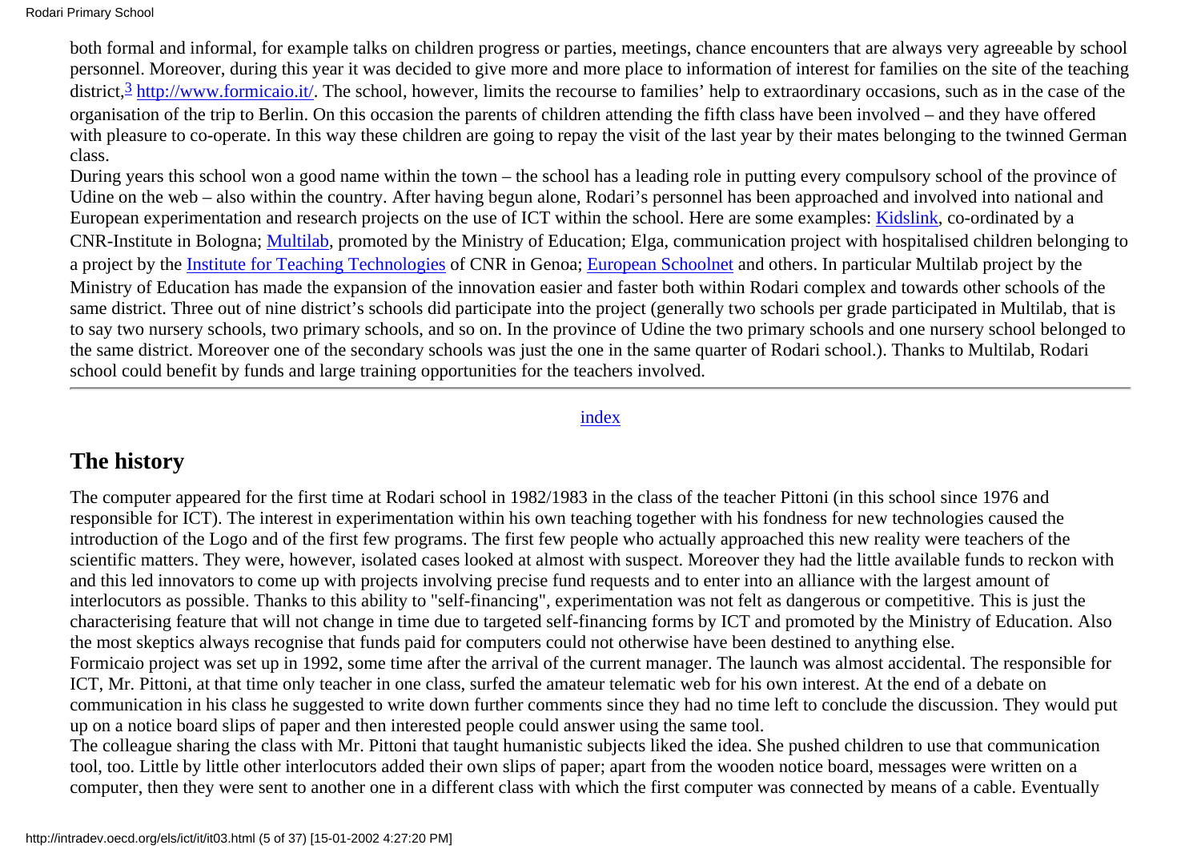both formal and informal, for example talks on children progress or parties, meetings, chance encounters that are always very agreeable by school personnel. Moreover, during this year it was decided to give more and more place to information of interest for families on the site of the teaching district,[3] http://www.formicaio.it/. The school, however, limits the recourse to families' help to extraordinary occasions, such as in the case of the organisation of the trip to Berlin. On this occasion the parents of children attending the fifth class have been involved – and they have offered with pleasure to co-operate. In this way these children are going to repay the visit of the last year by their mates belonging to the twinned German class.

During years this school won a good name within the town – the school has a leading role in putting every compulsory school of the province of Udine on the web – also within the country. After having begun alone, Rodari's personnel has been approached and involved into national and European experimentation and research projects on the use of ICT within the school. Here are some examples: Kidslink, co-ordinated by a CNR-Institute in Bologna; Multilab, promoted by the Ministry of Education; Elga, communication project with hospitalised children belonging to a project by the Institute for Teaching Technologies of CNR in Genoa; European Schoolnet and others. In particular Multilab project by the Ministry of Education has made the expansion of the innovation easier and faster both within Rodari complex and towards other schools of the same district. Three out of nine district's schools did participate into the project (generally two schools per grade participated in Multilab, that is to say two nursery schools, two primary schools, and so on. In the province of Udine the two primary schools and one nursery school belonged to the same district. Moreover one of the secondary schools was just the one in the same quarter of Rodari school.). Thanks to Multilab, Rodari school could benefit by funds and large training opportunities for the teachers involved.

---

index

## The history

The computer appeared for the first time at Rodari school in 1982/1983 in the class of the teacher Pittoni (in this school since 1976 and responsible for ICT). The interest in experimentation within his own teaching together with his fondness for new technologies caused the introduction of the Logo and of the first few programs. The first few people who actually approached this new reality were teachers of the scientific matters. They were, however, isolated cases looked at almost with suspect. Moreover they had the little available funds to reckon with and this led innovators to come up with projects involving precise fund requests and to enter into an alliance with the largest amount of interlocutors as possible. Thanks to this ability to "self-financing", experimentation was not felt as dangerous or competitive. This is just the characterising feature that will not change in time due to targeted self-financing forms by ICT and promoted by the Ministry of Education. Also the most skeptics always recognise that funds paid for computers could not otherwise have been destined to anything else.

Formicaio project was set up in 1992, some time after the arrival of the current manager. The launch was almost accidental. The responsible for ICT, Mr. Pittoni, at that time only teacher in one class, surfed the amateur telematic web for his own interest. At the end of a debate on communication in his class he suggested to write down further comments since they had no time left to conclude the discussion. They would put up on a notice board slips of paper and then interested people could answer using the same tool.

The colleague sharing the class with Mr. Pittoni that taught humanistic subjects liked the idea. She pushed children to use that communication tool, too. Little by little other interlocutors added their own slips of paper; apart from the wooden notice board, messages were written on a computer, then they were sent to another one in a different class with which the first computer was connected by means of a cable. Eventually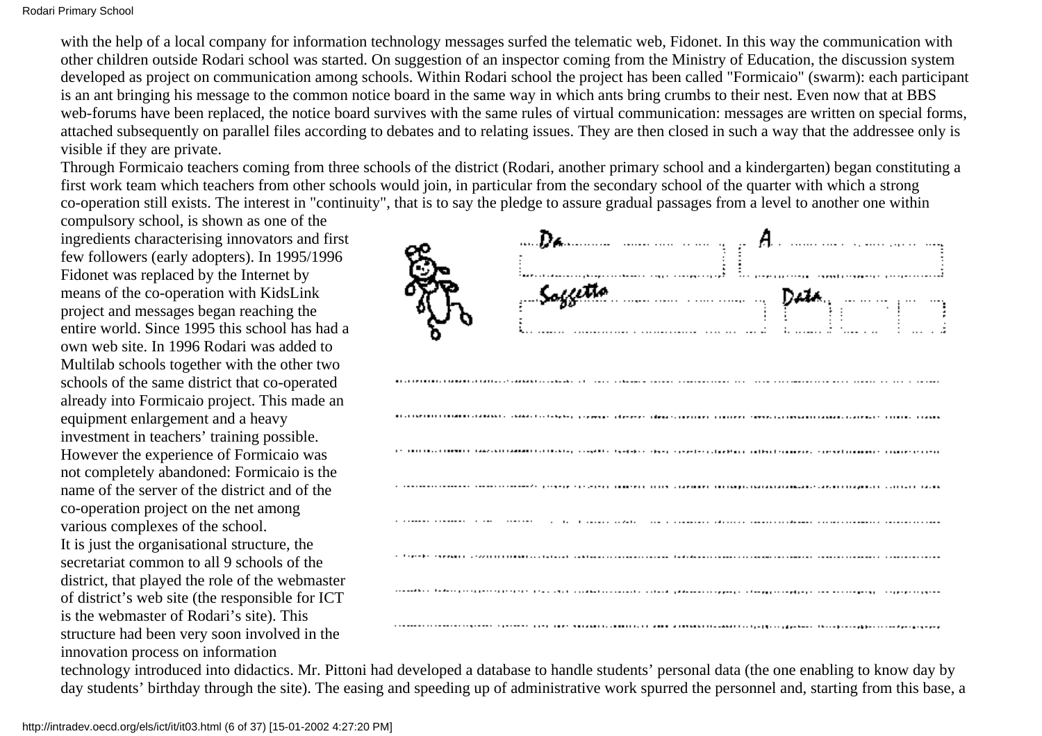with the help of a local company for information technology messages surfed the telematic web, Fidonet. In this way the communication with other children outside Rodari school was started. On suggestion of an inspector coming from the Ministry of Education, the discussion system developed as project on communication among schools. Within Rodari school the project has been called "Formicaio" (swarm): each participant is an ant bringing his message to the common notice board in the same way in which ants bring crumbs to their nest. Even now that at BBS web-forums have been replaced, the notice board survives with the same rules of virtual communication: messages are written on special forms, attached subsequently on parallel files according to debates and to relating issues. They are then closed in such a way that the addressee only is visible if they are private.

Through Formicaio teachers coming from three schools of the district (Rodari, another primary school and a kindergarten) began constituting a first work team which teachers from other schools would join, in particular from the secondary school of the quarter with which a strong co-operation still exists. The interest in "continuity", that is to say the pledge to assure gradual passages from a level to another one within compulsory school, is shown as one of the ingredients characterising innovators and first few followers (early adopters). In 1995/1996 Fidonet was replaced by the Internet by means of the co-operation with KidsLink project and messages began reaching the entire world. Since 1995 this school has had a own web site. In 1996 Rodari was added to Multilab schools together with the other two schools of the same district that co-operated already into Formicaio project. This made an equipment enlargement and a heavy investment in teachers' training possible. However the experience of Formicaio was not completely abandoned: Formicaio is the name of the server of the district and of the co-operation project on the net among various complexes of the school.

It is just the organisational structure, the secretariat common to all 9 schools of the district, that played the role of the webmaster of district's web site (the responsible for ICT is the webmaster of Rodari's site). This structure had been very soon involved in the innovation process on information technology introduced into didactics. Mr. Pittoni had developed a database to handle students' personal data (the one enabling to know day by day students' birthday through the site). The easing and speeding up of administrative work spurred the personnel and, starting from this base, a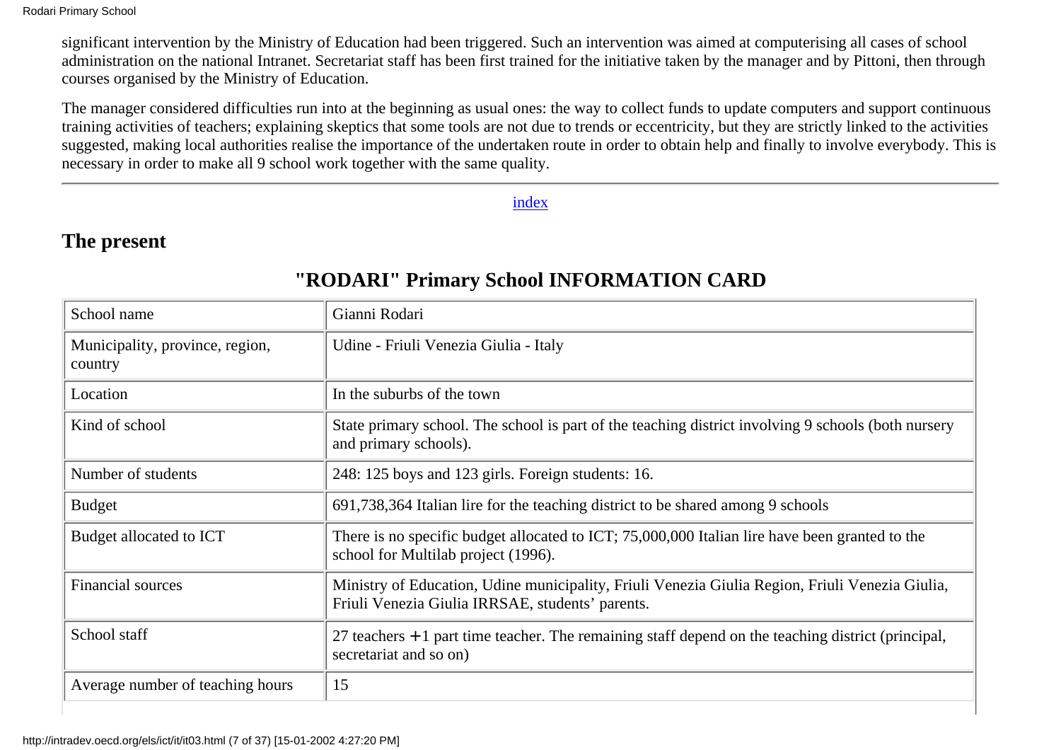significant intervention by the Ministry of Education had been triggered. Such an intervention was aimed at computerising all cases of school administration on the national Intranet. Secretariat staff has been first trained for the initiative taken by the manager and by Pittoni, then through courses organised by the Ministry of Education.

The manager considered difficulties run into at the beginning as usual ones: the way to collect funds to update computers and support continuous training activities of teachers; explaining skeptics that some tools are not due to trends or eccentricity, but they are strictly linked to the activities suggested, making local authorities realise the importance of the undertaken route in order to obtain help and finally to involve everybody. This is necessary in order to make all 9 school work together with the same quality.

---

index

## The present

### "RODARI" Primary School INFORMATION CARD

| | |
|---|---|
| School name | Gianni Rodari |
| Municipality, province, region, country | Udine - Friuli Venezia Giulia - Italy |
| Location | In the suburbs of the town |
| Kind of school | State primary school. The school is part of the teaching district involving 9 schools (both nursery and primary schools). |
| Number of students | 248: 125 boys and 123 girls. Foreign students: 16. |
| Budget | 691,738,364 Italian lire for the teaching district to be shared among 9 schools |
| Budget allocated to ICT | There is no specific budget allocated to ICT; 75,000,000 Italian lire have been granted to the school for Multilab project (1996). |
| Financial sources | Ministry of Education, Udine municipality, Friuli Venezia Giulia Region, Friuli Venezia Giulia, Friuli Venezia Giulia IRRSAE, students' parents. |
| School staff | 27 teachers +1 part time teacher. The remaining staff depend on the teaching district (principal, secretariat and so on) |
| Average number of teaching hours | 15 |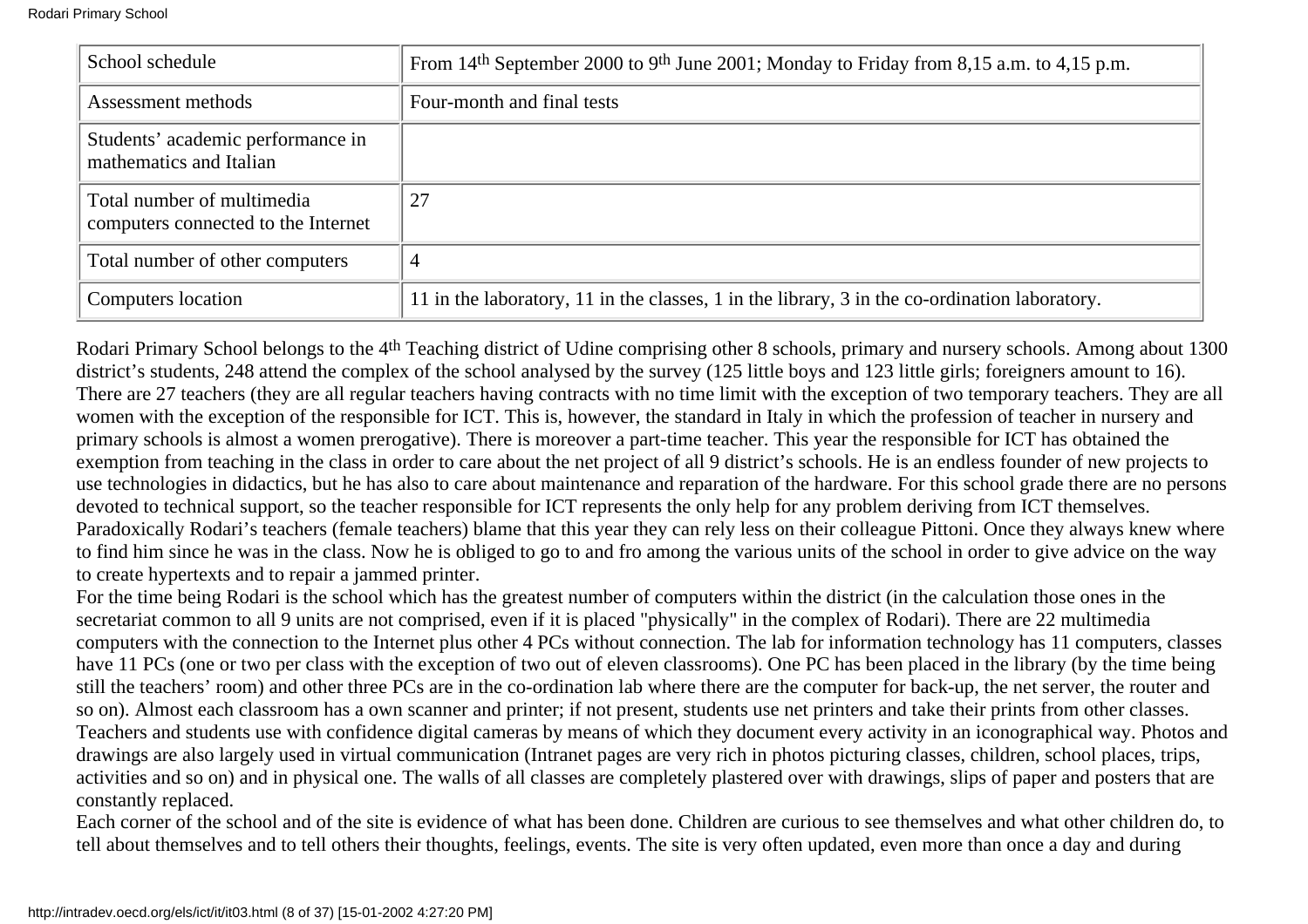| School schedule | From 14th September 2000 to 9th June 2001; Monday to Friday from 8,15 a.m. to 4,15 p.m. |
|---|---|
| Assessment methods | Four-month and final tests |
| Students' academic performance in mathematics and Italian | |
| Total number of multimedia computers connected to the Internet | 27 |
| Total number of other computers | 4 |
| Computers location | 11 in the laboratory, 11 in the classes, 1 in the library, 3 in the co-ordination laboratory. |

Rodari Primary School belongs to the 4th Teaching district of Udine comprising other 8 schools, primary and nursery schools. Among about 1300 district's students, 248 attend the complex of the school analysed by the survey (125 little boys and 123 little girls; foreigners amount to 16). There are 27 teachers (they are all regular teachers having contracts with no time limit with the exception of two temporary teachers. They are all women with the exception of the responsible for ICT. This is, however, the standard in Italy in which the profession of teacher in nursery and primary schools is almost a women prerogative). There is moreover a part-time teacher. This year the responsible for ICT has obtained the exemption from teaching in the class in order to care about the net project of all 9 district's schools. He is an endless founder of new projects to use technologies in didactics, but he has also to care about maintenance and reparation of the hardware. For this school grade there are no persons devoted to technical support, so the teacher responsible for ICT represents the only help for any problem deriving from ICT themselves. Paradoxically Rodari's teachers (female teachers) blame that this year they can rely less on their colleague Pittoni. Once they always knew where to find him since he was in the class. Now he is obliged to go to and fro among the various units of the school in order to give advice on the way to create hypertexts and to repair a jammed printer.

For the time being Rodari is the school which has the greatest number of computers within the district (in the calculation those ones in the secretariat common to all 9 units are not comprised, even if it is placed "physically" in the complex of Rodari). There are 22 multimedia computers with the connection to the Internet plus other 4 PCs without connection. The lab for information technology has 11 computers, classes have 11 PCs (one or two per class with the exception of two out of eleven classrooms). One PC has been placed in the library (by the time being still the teachers' room) and other three PCs are in the co-ordination lab where there are the computer for back-up, the net server, the router and so on). Almost each classroom has a own scanner and printer; if not present, students use net printers and take their prints from other classes. Teachers and students use with confidence digital cameras by means of which they document every activity in an iconographical way. Photos and drawings are also largely used in virtual communication (Intranet pages are very rich in photos picturing classes, children, school places, trips, activities and so on) and in physical one. The walls of all classes are completely plastered over with drawings, slips of paper and posters that are constantly replaced.

Each corner of the school and of the site is evidence of what has been done. Children are curious to see themselves and what other children do, to tell about themselves and to tell others their thoughts, feelings, events. The site is very often updated, even more than once a day and during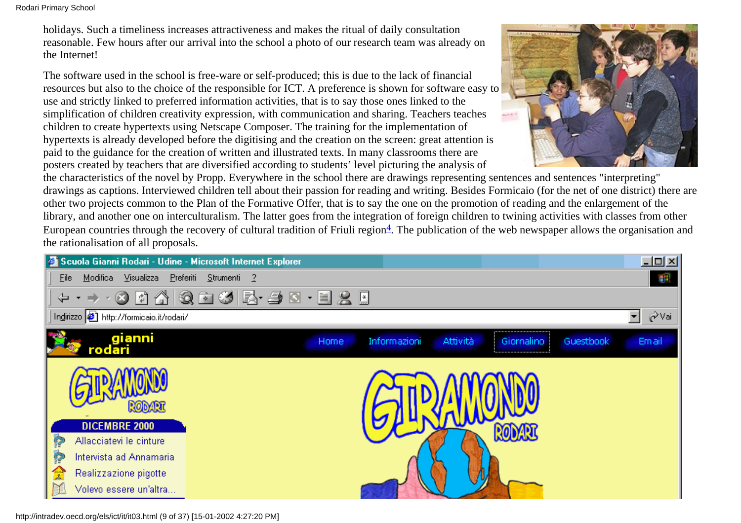holidays. Such a timeliness increases attractiveness and makes the ritual of daily consultation reasonable. Few hours after our arrival into the school a photo of our research team was already on the Internet!

The software used in the school is free-ware or self-produced; this is due to the lack of financial resources but also to the choice of the responsible for ICT. A preference is shown for software easy to use and strictly linked to preferred information activities, that is to say those ones linked to the simplification of children creativity expression, with communication and sharing. Teachers teaches children to create hypertexts using Netscape Composer. The training for the implementation of hypertexts is already developed before the digitising and the creation on the screen: great attention is paid to the guidance for the creation of written and illustrated texts. In many classrooms there are posters created by teachers that are diversified according to students' level picturing the analysis of the characteristics of the novel by Propp. Everywhere in the school there are drawings representing sentences and sentences "interpreting" drawings as captions. Interviewed children tell about their passion for reading and writing. Besides Formicaio (for the net of one district) there are other two projects common to the Plan of the Formative Offer, that is to say the one on the promotion of reading and the enlargement of the library, and another one on interculturalism. The latter goes from the integration of foreign children to twining activities with classes from other European countries through the recovery of cultural tradition of Friuli region[4]. The publication of the web newspaper allows the organisation and the rationalisation of all proposals.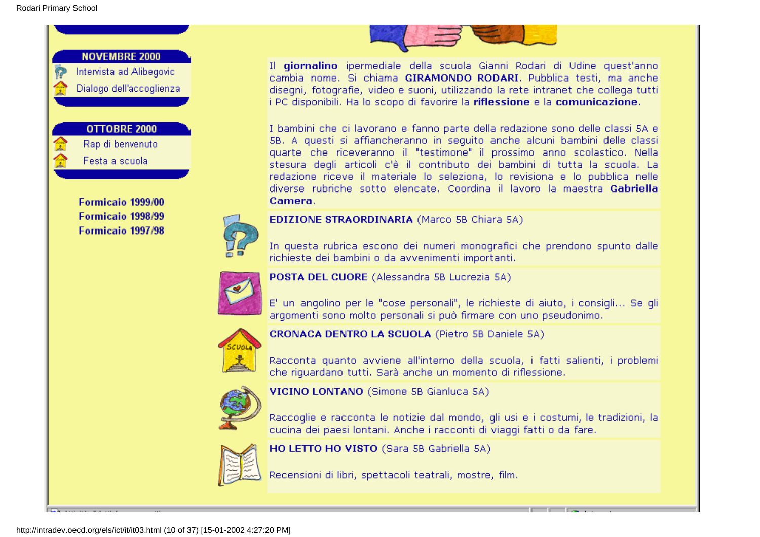**NOVEMBRE 2000**

- Intervista ad Alibegovic
- Dialogo dell'accoglienza

**OTTOBRE 2000**

- Rap di benvenuto
- Festa a scuola

**Formicaio 1999/00**

**Formicaio 1998/99**

**Formicaio 1997/98**

Il **giornalino** ipermediale della scuola Gianni Rodari di Udine quest'anno cambia nome. Si chiama **GIRAMONDO RODARI**. Pubblica testi, ma anche disegni, fotografie, video e suoni, utilizzando la rete intranet che collega tutti i PC disponibili. Ha lo scopo di favorire la **riflessione** e la **comunicazione**.

I bambini che ci lavorano e fanno parte della redazione sono delle classi 5A e 5B. A questi si affiancheranno in seguito anche alcuni bambini delle classi quarte che riceveranno il "testimone" il prossimo anno scolastico. Nella stesura degli articoli c'è il contributo dei bambini di tutta la scuola. La redazione riceve il materiale lo seleziona, lo revisiona e lo pubblica nelle diverse rubriche sotto elencate. Coordina il lavoro la maestra **Gabriella Camera**.

**EDIZIONE STRAORDINARIA** (Marco 5B Chiara 5A)

In questa rubrica escono dei numeri monografici che prendono spunto dalle richieste dei bambini o da avvenimenti importanti.

**POSTA DEL CUORE** (Alessandra 5B Lucrezia 5A)

E' un angolino per le "cose personali", le richieste di aiuto, i consigli... Se gli argomenti sono molto personali si può firmare con uno pseudonimo.

**CRONACA DENTRO LA SCUOLA** (Pietro 5B Daniele 5A)

Racconta quanto avviene all'interno della scuola, i fatti salienti, i problemi che riguardano tutti. Sarà anche un momento di riflessione.

**VICINO LONTANO** (Simone 5B Gianluca 5A)

Raccoglie e racconta le notizie dal mondo, gli usi e i costumi, le tradizioni, la cucina dei paesi lontani. Anche i racconti di viaggi fatti o da fare.

**HO LETTO HO VISTO** (Sara 5B Gabriella 5A)

Recensioni di libri, spettacoli teatrali, mostre, film.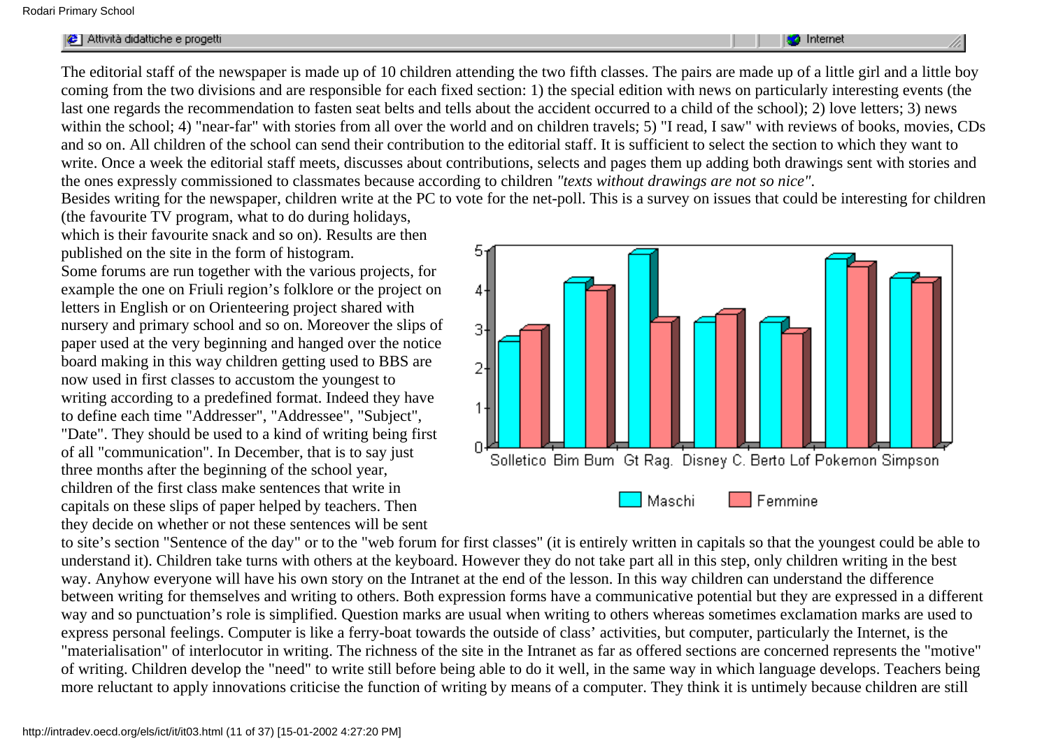The editorial staff of the newspaper is made up of 10 children attending the two fifth classes. The pairs are made up of a little girl and a little boy coming from the two divisions and are responsible for each fixed section: 1) the special edition with news on particularly interesting events (the last one regards the recommendation to fasten seat belts and tells about the accident occurred to a child of the school); 2) love letters; 3) news within the school; 4) "near-far" with stories from all over the world and on children travels; 5) "I read, I saw" with reviews of books, movies, CDs and so on. All children of the school can send their contribution to the editorial staff. It is sufficient to select the section to which they want to write. Once a week the editorial staff meets, discusses about contributions, selects and pages them up adding both drawings sent with stories and the ones expressly commissioned to classmates because according to children *"texts without drawings are not so nice"*.

Besides writing for the newspaper, children write at the PC to vote for the net-poll. This is a survey on issues that could be interesting for children (the favourite TV program, what to do during holidays, which is their favourite snack and so on). Results are then published on the site in the form of histogram.

Some forums are run together with the various projects, for example the one on Friuli region's folklore or the project on letters in English or on Orienteering project shared with nursery and primary school and so on. Moreover the slips of paper used at the very beginning and hanged over the notice board making in this way children getting used to BBS are now used in first classes to accustom the youngest to writing according to a predefined format. Indeed they have to define each time "Addresser", "Addressee", "Subject", "Date". They should be used to a kind of writing being first of all "communication". In December, that is to say just three months after the beginning of the school year, children of the first class make sentences that write in capitals on these slips of paper helped by teachers. Then they decide on whether or not these sentences will be sent to site's section "Sentence of the day" or to the "web forum for first classes" (it is entirely written in capitals so that the youngest could be able to understand it). Children take turns with others at the keyboard. However they do not take part all in this step, only children writing in the best way. Anyhow everyone will have his own story on the Intranet at the end of the lesson. In this way children can understand the difference between writing for themselves and writing to others. Both expression forms have a communicative potential but they are expressed in a different way and so punctuation's role is simplified. Question marks are usual when writing to others whereas sometimes exclamation marks are used to express personal feelings. Computer is like a ferry-boat towards the outside of class' activities, but computer, particularly the Internet, is the "materialisation" of interlocutor in writing. The richness of the site in the Intranet as far as offered sections are concerned represents the "motive" of writing. Children develop the "need" to write still before being able to do it well, in the same way in which language develops. Teachers being more reluctant to apply innovations criticise the function of writing by means of a computer. They think it is untimely because children are still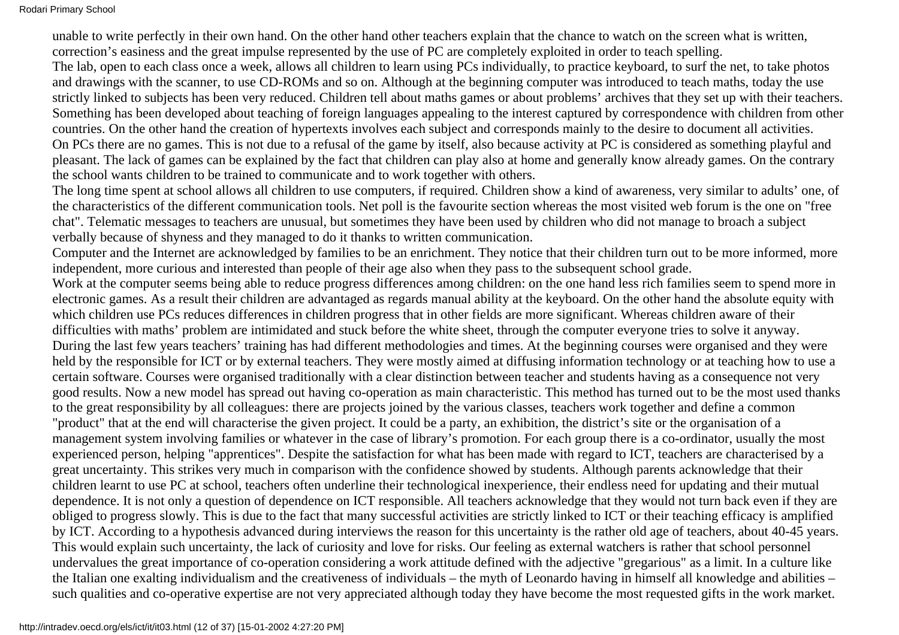unable to write perfectly in their own hand. On the other hand other teachers explain that the chance to watch on the screen what is written, correction's easiness and the great impulse represented by the use of PC are completely exploited in order to teach spelling.

The lab, open to each class once a week, allows all children to learn using PCs individually, to practice keyboard, to surf the net, to take photos and drawings with the scanner, to use CD-ROMs and so on. Although at the beginning computer was introduced to teach maths, today the use strictly linked to subjects has been very reduced. Children tell about maths games or about problems' archives that they set up with their teachers. Something has been developed about teaching of foreign languages appealing to the interest captured by correspondence with children from other countries. On the other hand the creation of hypertexts involves each subject and corresponds mainly to the desire to document all activities.

On PCs there are no games. This is not due to a refusal of the game by itself, also because activity at PC is considered as something playful and pleasant. The lack of games can be explained by the fact that children can play also at home and generally know already games. On the contrary the school wants children to be trained to communicate and to work together with others.

The long time spent at school allows all children to use computers, if required. Children show a kind of awareness, very similar to adults' one, of the characteristics of the different communication tools. Net poll is the favourite section whereas the most visited web forum is the one on "free chat". Telematic messages to teachers are unusual, but sometimes they have been used by children who did not manage to broach a subject verbally because of shyness and they managed to do it thanks to written communication.

Computer and the Internet are acknowledged by families to be an enrichment. They notice that their children turn out to be more informed, more independent, more curious and interested than people of their age also when they pass to the subsequent school grade.

Work at the computer seems being able to reduce progress differences among children: on the one hand less rich families seem to spend more in electronic games. As a result their children are advantaged as regards manual ability at the keyboard. On the other hand the absolute equity with which children use PCs reduces differences in children progress that in other fields are more significant. Whereas children aware of their difficulties with maths' problem are intimidated and stuck before the white sheet, through the computer everyone tries to solve it anyway.

During the last few years teachers' training has had different methodologies and times. At the beginning courses were organised and they were held by the responsible for ICT or by external teachers. They were mostly aimed at diffusing information technology or at teaching how to use a certain software. Courses were organised traditionally with a clear distinction between teacher and students having as a consequence not very good results. Now a new model has spread out having co-operation as main characteristic. This method has turned out to be the most used thanks to the great responsibility by all colleagues: there are projects joined by the various classes, teachers work together and define a common "product" that at the end will characterise the given project. It could be a party, an exhibition, the district's site or the organisation of a management system involving families or whatever in the case of library's promotion. For each group there is a co-ordinator, usually the most experienced person, helping "apprentices". Despite the satisfaction for what has been made with regard to ICT, teachers are characterised by a great uncertainty. This strikes very much in comparison with the confidence showed by students. Although parents acknowledge that their children learnt to use PC at school, teachers often underline their technological inexperience, their endless need for updating and their mutual dependence. It is not only a question of dependence on ICT responsible. All teachers acknowledge that they would not turn back even if they are obliged to progress slowly. This is due to the fact that many successful activities are strictly linked to ICT or their teaching efficacy is amplified by ICT. According to a hypothesis advanced during interviews the reason for this uncertainty is the rather old age of teachers, about 40-45 years. This would explain such uncertainty, the lack of curiosity and love for risks. Our feeling as external watchers is rather that school personnel undervalues the great importance of co-operation considering a work attitude defined with the adjective "gregarious" as a limit. In a culture like the Italian one exalting individualism and the creativeness of individuals – the myth of Leonardo having in himself all knowledge and abilities – such qualities and co-operative expertise are not very appreciated although today they have become the most requested gifts in the work market.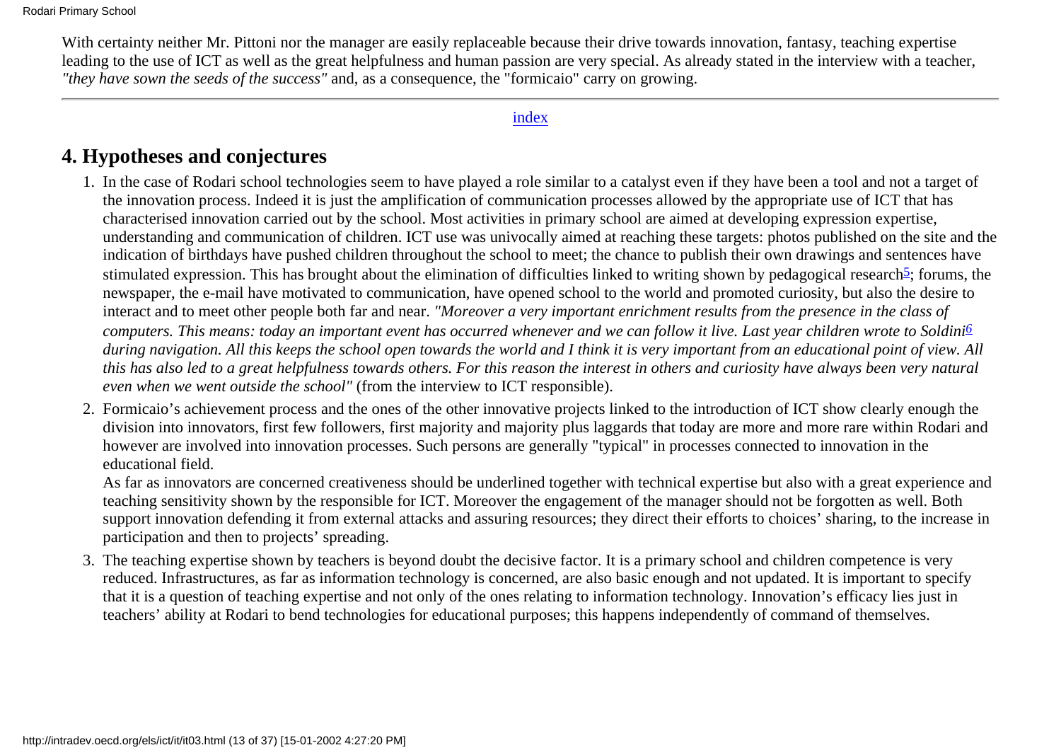With certainty neither Mr. Pittoni nor the manager are easily replaceable because their drive towards innovation, fantasy, teaching expertise leading to the use of ICT as well as the great helpfulness and human passion are very special. As already stated in the interview with a teacher, *"they have sown the seeds of the success"* and, as a consequence, the "formicaio" carry on growing.

---

index

## 4. Hypotheses and conjectures

1. In the case of Rodari school technologies seem to have played a role similar to a catalyst even if they have been a tool and not a target of the innovation process. Indeed it is just the amplification of communication processes allowed by the appropriate use of ICT that has characterised innovation carried out by the school. Most activities in primary school are aimed at developing expression expertise, understanding and communication of children. ICT use was univocally aimed at reaching these targets: photos published on the site and the indication of birthdays have pushed children throughout the school to meet; the chance to publish their own drawings and sentences have stimulated expression. This has brought about the elimination of difficulties linked to writing shown by pedagogical research[5]; forums, the newspaper, the e-mail have motivated to communication, have opened school to the world and promoted curiosity, but also the desire to interact and to meet other people both far and near. *"Moreover a very important enrichment results from the presence in the class of computers. This means: today an important event has occurred whenever and we can follow it live. Last year children wrote to Soldini[6] during navigation. All this keeps the school open towards the world and I think it is very important from an educational point of view. All this has also led to a great helpfulness towards others. For this reason the interest in others and curiosity have always been very natural even when we went outside the school"* (from the interview to ICT responsible).

2. Formicaio's achievement process and the ones of the other innovative projects linked to the introduction of ICT show clearly enough the division into innovators, first few followers, first majority and majority plus laggards that today are more and more rare within Rodari and however are involved into innovation processes. Such persons are generally "typical" in processes connected to innovation in the educational field.

   As far as innovators are concerned creativeness should be underlined together with technical expertise but also with a great experience and teaching sensitivity shown by the responsible for ICT. Moreover the engagement of the manager should not be forgotten as well. Both support innovation defending it from external attacks and assuring resources; they direct their efforts to choices' sharing, to the increase in participation and then to projects' spreading.

3. The teaching expertise shown by teachers is beyond doubt the decisive factor. It is a primary school and children competence is very reduced. Infrastructures, as far as information technology is concerned, are also basic enough and not updated. It is important to specify that it is a question of teaching expertise and not only of the ones relating to information technology. Innovation's efficacy lies just in teachers' ability at Rodari to bend technologies for educational purposes; this happens independently of command of themselves.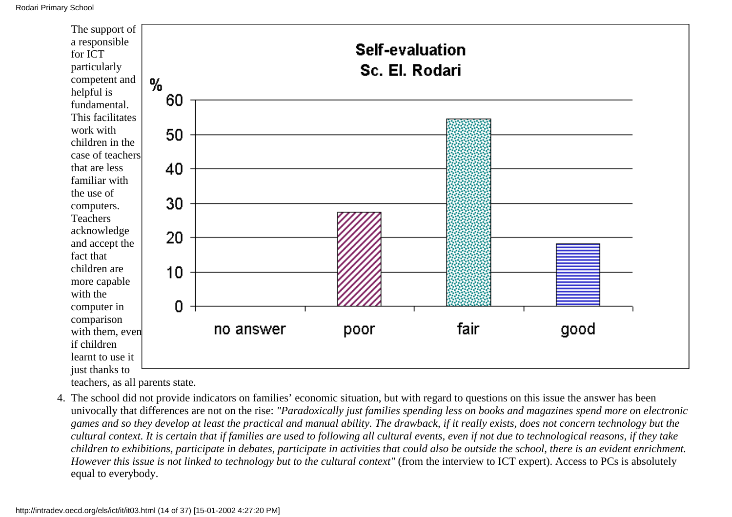The support of a responsible for ICT particularly competent and helpful is fundamental. This facilitates work with children in the case of teachers that are less familiar with the use of computers. Teachers acknowledge and accept the fact that children are more capable with the computer in comparison with them, even if children learnt to use it just thanks to teachers, as all parents state.

4. The school did not provide indicators on families' economic situation, but with regard to questions on this issue the answer has been univocally that differences are not on the rise: *"Paradoxically just families spending less on books and magazines spend more on electronic games and so they develop at least the practical and manual ability. The drawback, if it really exists, does not concern technology but the cultural context. It is certain that if families are used to following all cultural events, even if not due to technological reasons, if they take children to exhibitions, participate in debates, participate in activities that could also be outside the school, there is an evident enrichment. However this issue is not linked to technology but to the cultural context"* (from the interview to ICT expert). Access to PCs is absolutely equal to everybody.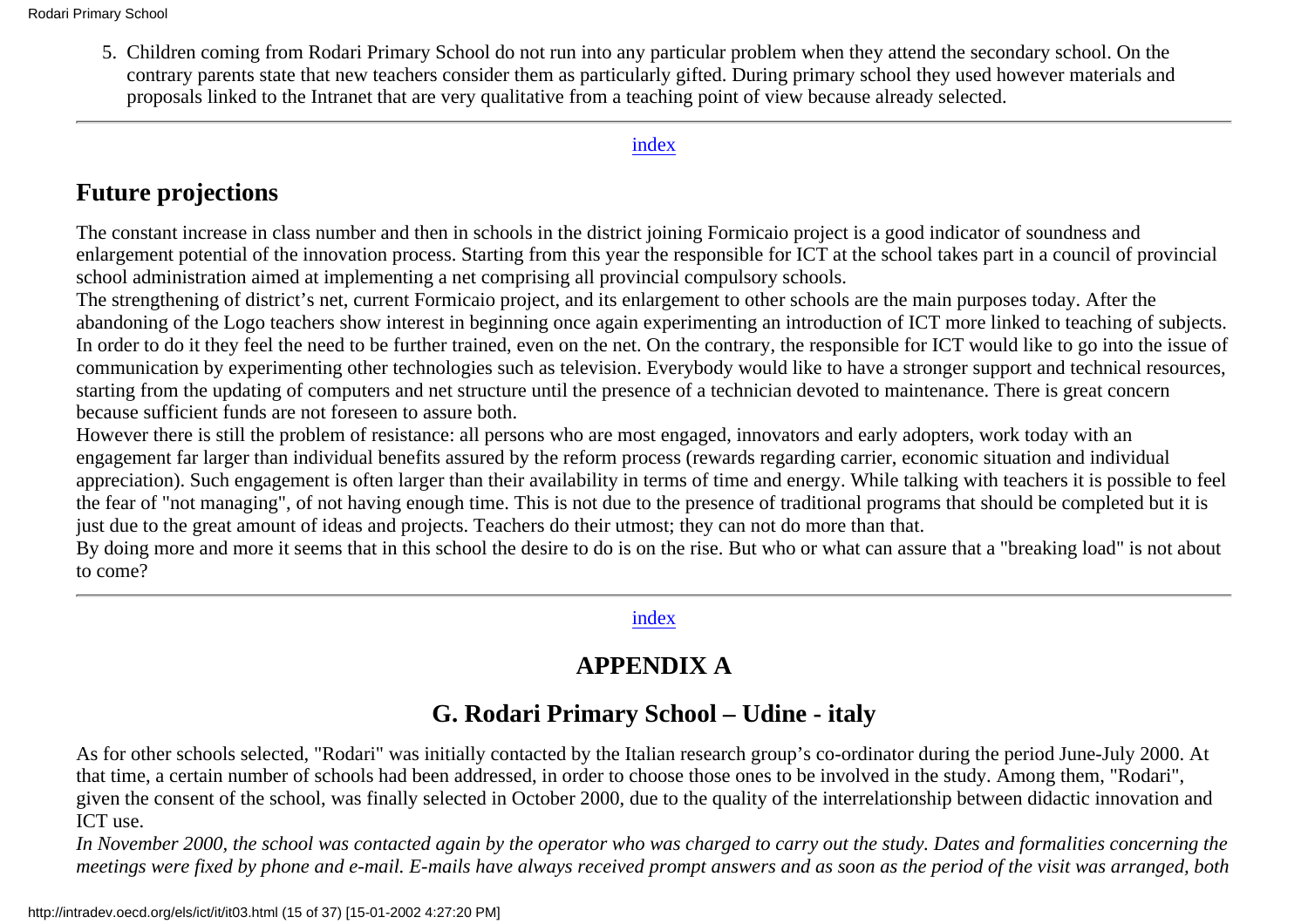5. Children coming from Rodari Primary School do not run into any particular problem when they attend the secondary school. On the contrary parents state that new teachers consider them as particularly gifted. During primary school they used however materials and proposals linked to the Intranet that are very qualitative from a teaching point of view because already selected.

---

index

## Future projections

The constant increase in class number and then in schools in the district joining Formicaio project is a good indicator of soundness and enlargement potential of the innovation process. Starting from this year the responsible for ICT at the school takes part in a council of provincial school administration aimed at implementing a net comprising all provincial compulsory schools.

The strengthening of district's net, current Formicaio project, and its enlargement to other schools are the main purposes today. After the abandoning of the Logo teachers show interest in beginning once again experimenting an introduction of ICT more linked to teaching of subjects. In order to do it they feel the need to be further trained, even on the net. On the contrary, the responsible for ICT would like to go into the issue of communication by experimenting other technologies such as television. Everybody would like to have a stronger support and technical resources, starting from the updating of computers and net structure until the presence of a technician devoted to maintenance. There is great concern because sufficient funds are not foreseen to assure both.

However there is still the problem of resistance: all persons who are most engaged, innovators and early adopters, work today with an engagement far larger than individual benefits assured by the reform process (rewards regarding carrier, economic situation and individual appreciation). Such engagement is often larger than their availability in terms of time and energy. While talking with teachers it is possible to feel the fear of "not managing", of not having enough time. This is not due to the presence of traditional programs that should be completed but it is just due to the great amount of ideas and projects. Teachers do their utmost; they can not do more than that.

By doing more and more it seems that in this school the desire to do is on the rise. But who or what can assure that a "breaking load" is not about to come?

---

index

# APPENDIX A

## G. Rodari Primary School – Udine - italy

As for other schools selected, "Rodari" was initially contacted by the Italian research group's co-ordinator during the period June-July 2000. At that time, a certain number of schools had been addressed, in order to choose those ones to be involved in the study. Among them, "Rodari", given the consent of the school, was finally selected in October 2000, due to the quality of the interrelationship between didactic innovation and ICT use.

*In November 2000, the school was contacted again by the operator who was charged to carry out the study. Dates and formalities concerning the meetings were fixed by phone and e-mail. E-mails have always received prompt answers and as soon as the period of the visit was arranged, both*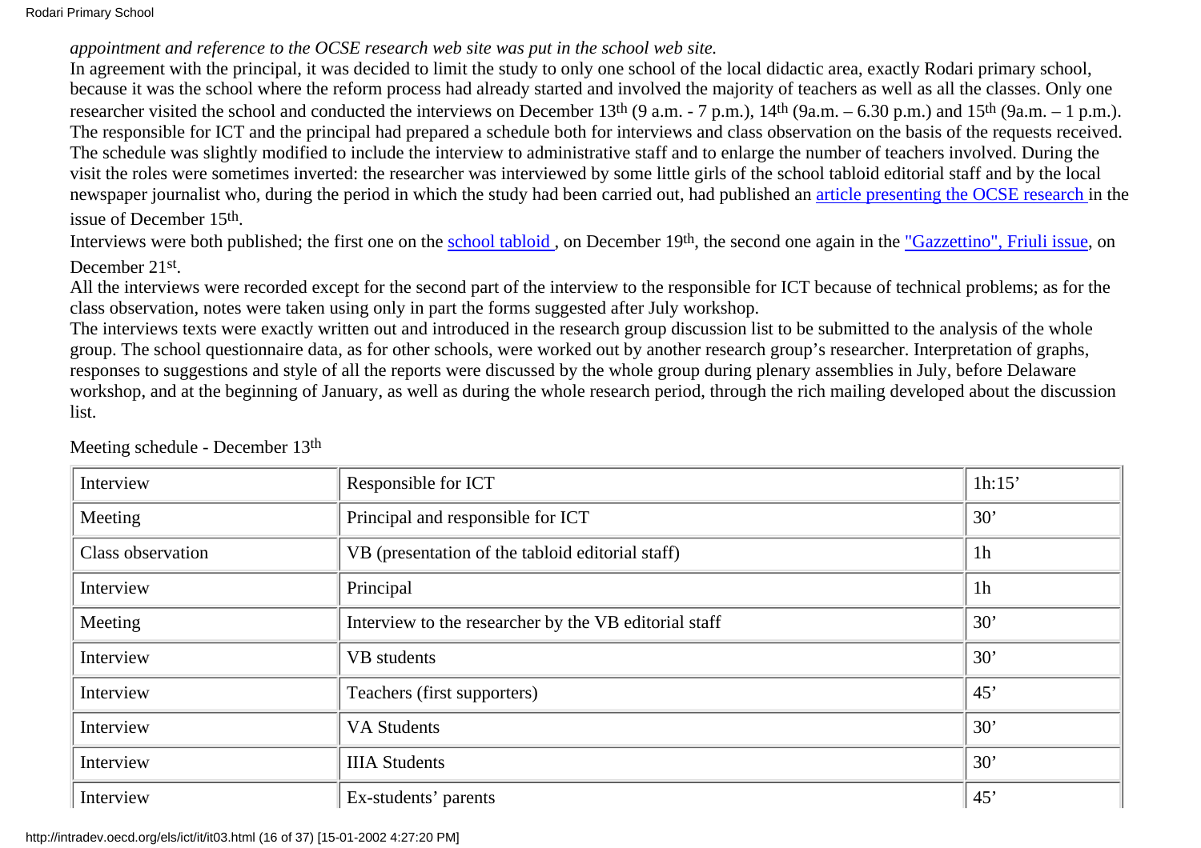*appointment and reference to the OCSE research web site was put in the school web site.*

In agreement with the principal, it was decided to limit the study to only one school of the local didactic area, exactly Rodari primary school, because it was the school where the reform process had already started and involved the majority of teachers as well as all the classes. Only one researcher visited the school and conducted the interviews on December 13th (9 a.m. - 7 p.m.), 14th (9a.m. – 6.30 p.m.) and 15th (9a.m. – 1 p.m.). The responsible for ICT and the principal had prepared a schedule both for interviews and class observation on the basis of the requests received. The schedule was slightly modified to include the interview to administrative staff and to enlarge the number of teachers involved. During the visit the roles were sometimes inverted: the researcher was interviewed by some little girls of the school tabloid editorial staff and by the local newspaper journalist who, during the period in which the study had been carried out, had published an article presenting the OCSE research in the issue of December 15th.

Interviews were both published; the first one on the school tabloid , on December 19th, the second one again in the "Gazzettino", Friuli issue, on December 21st.

All the interviews were recorded except for the second part of the interview to the responsible for ICT because of technical problems; as for the class observation, notes were taken using only in part the forms suggested after July workshop.

The interviews texts were exactly written out and introduced in the research group discussion list to be submitted to the analysis of the whole group. The school questionnaire data, as for other schools, were worked out by another research group's researcher. Interpretation of graphs, responses to suggestions and style of all the reports were discussed by the whole group during plenary assemblies in July, before Delaware workshop, and at the beginning of January, as well as during the whole research period, through the rich mailing developed about the discussion list.

Meeting schedule - December 13th

| Interview | Responsible for ICT | 1h:15' |
|---|---|---|
| Meeting | Principal and responsible for ICT | 30' |
| Class observation | VB (presentation of the tabloid editorial staff) | 1h |
| Interview | Principal | 1h |
| Meeting | Interview to the researcher by the VB editorial staff | 30' |
| Interview | VB students | 30' |
| Interview | Teachers (first supporters) | 45' |
| Interview | VA Students | 30' |
| Interview | IIIA Students | 30' |
| Interview | Ex-students' parents | 45' |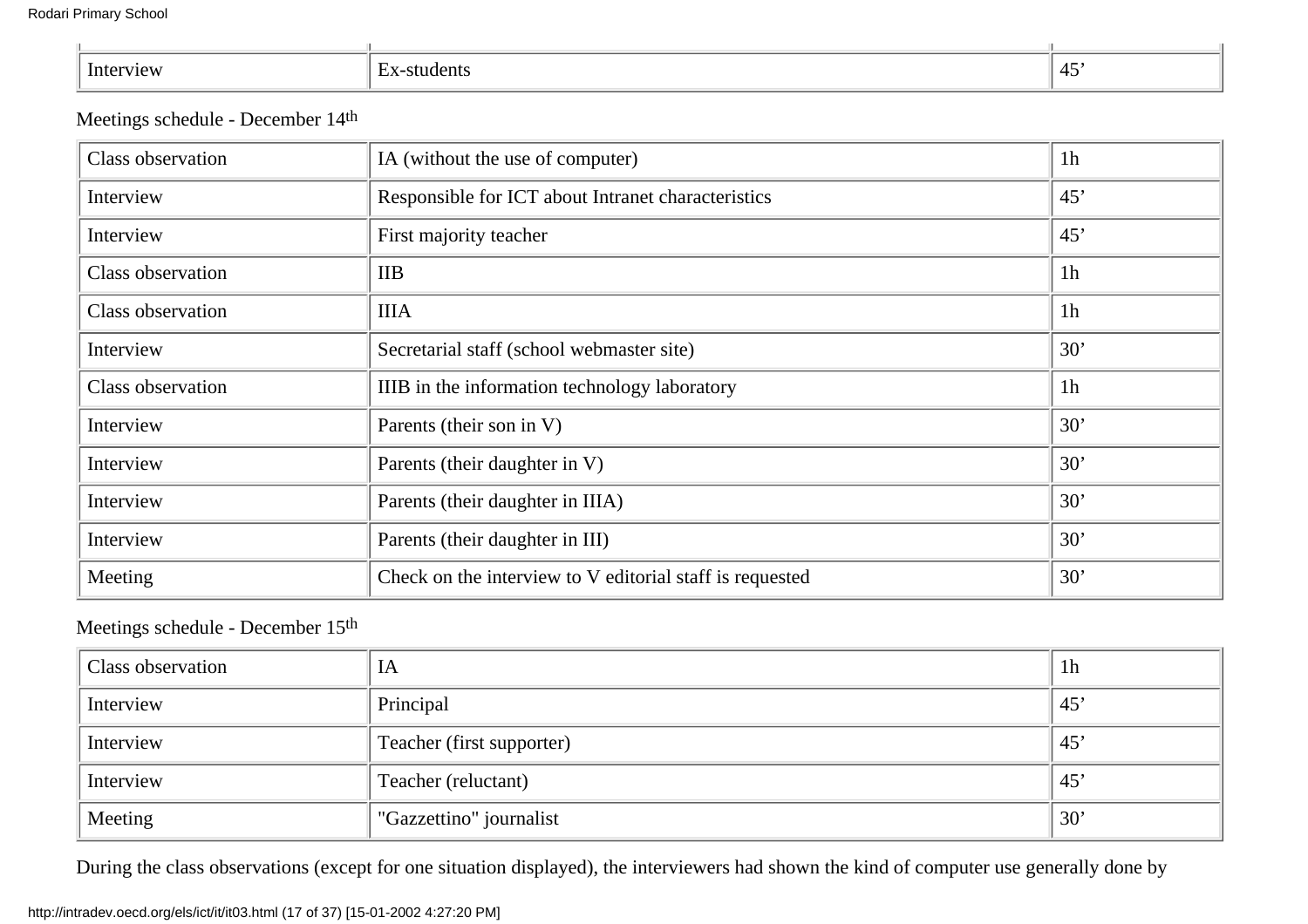| Interview | Ex-students | 45' |
| --- | --- | --- |

Meetings schedule - December 14th

| Class observation | IA (without the use of computer) | 1h |
| --- | --- | --- |
| Interview | Responsible for ICT about Intranet characteristics | 45' |
| Interview | First majority teacher | 45' |
| Class observation | IIB | 1h |
| Class observation | IIIA | 1h |
| Interview | Secretarial staff (school webmaster site) | 30' |
| Class observation | IIIB in the information technology laboratory | 1h |
| Interview | Parents (their son in V) | 30' |
| Interview | Parents (their daughter in V) | 30' |
| Interview | Parents (their daughter in IIIA) | 30' |
| Interview | Parents (their daughter in III) | 30' |
| Meeting | Check on the interview to V editorial staff is requested | 30' |

Meetings schedule - December 15th

| Class observation | IA | 1h |
| --- | --- | --- |
| Interview | Principal | 45' |
| Interview | Teacher (first supporter) | 45' |
| Interview | Teacher (reluctant) | 45' |
| Meeting | "Gazzettino" journalist | 30' |

During the class observations (except for one situation displayed), the interviewers had shown the kind of computer use generally done by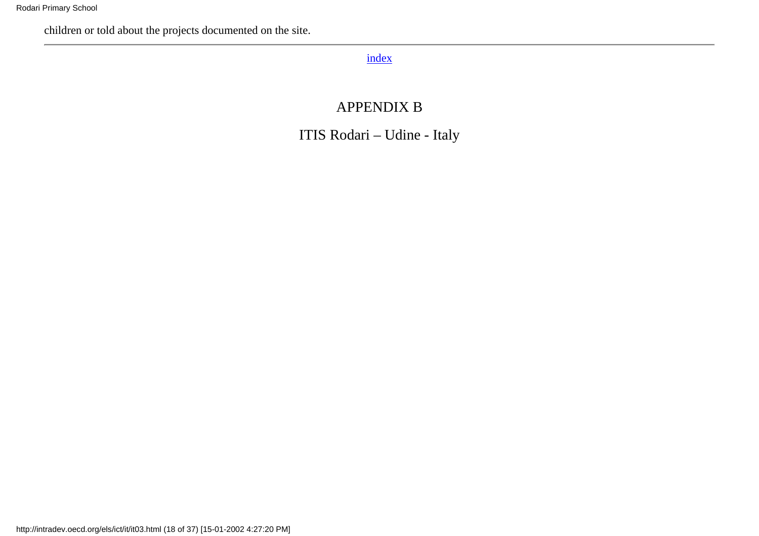children or told about the projects documented on the site.

---

index

# APPENDIX B

## ITIS Rodari – Udine - Italy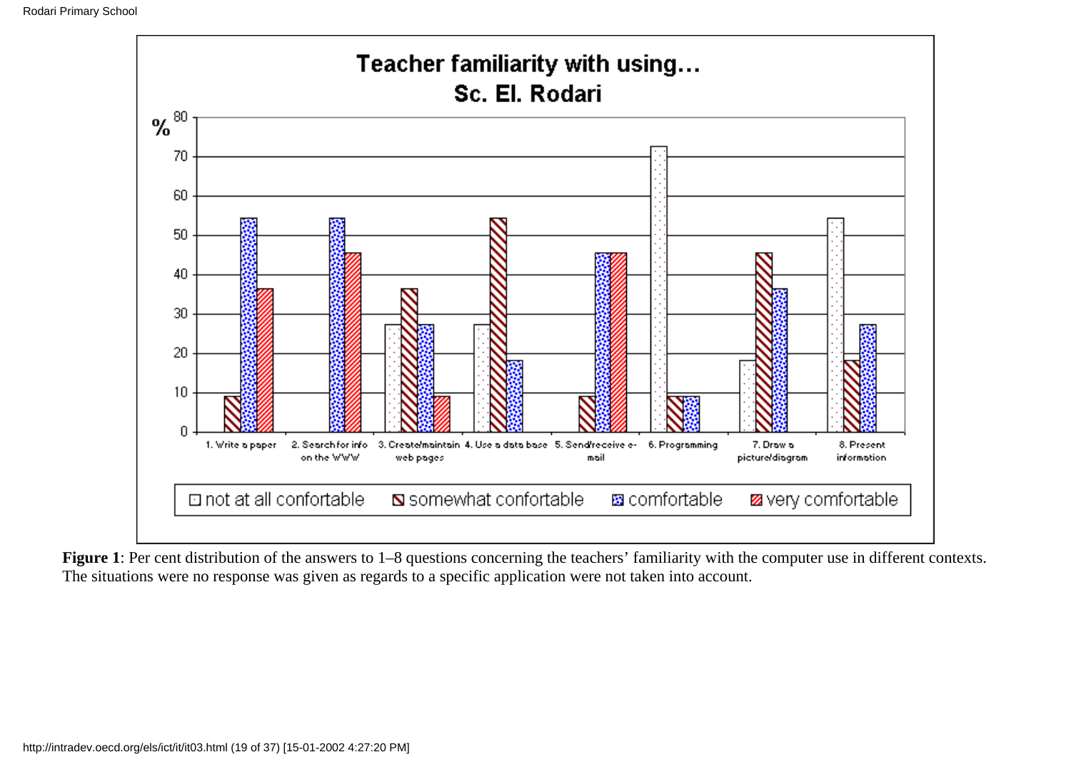**Teacher familiarity with using…**
**Sc. El. Rodari**

| | not at all confortable | somewhat confortable | comfortable | very comfortable |
|---|---|---|---|---|
| 1. Write a paper | 0 | 9 | 54.5 | 36.4 |
| 2. Search for info on the WWW | 0 | 0 | 54.5 | 45.5 |
| 3. Create/maintain web pages | 27.3 | 36.4 | 27.3 | 9 |
| 4. Use a data base | 27.3 | 54.5 | 18.2 | 0 |
| 5. Send/receive e-mail | 0 | 9 | 45.5 | 45.5 |
| 6. Programming | 72.7 | 9 | 9 | 0 |
| 7. Draw a picture/diagram | 18.2 | 45.5 | 36.4 | 0 |
| 8. Present information | 54.5 | 18.2 | 27.3 | 0 |

**Figure 1**: Per cent distribution of the answers to 1–8 questions concerning the teachers' familiarity with the computer use in different contexts. The situations were no response was given as regards to a specific application were not taken into account.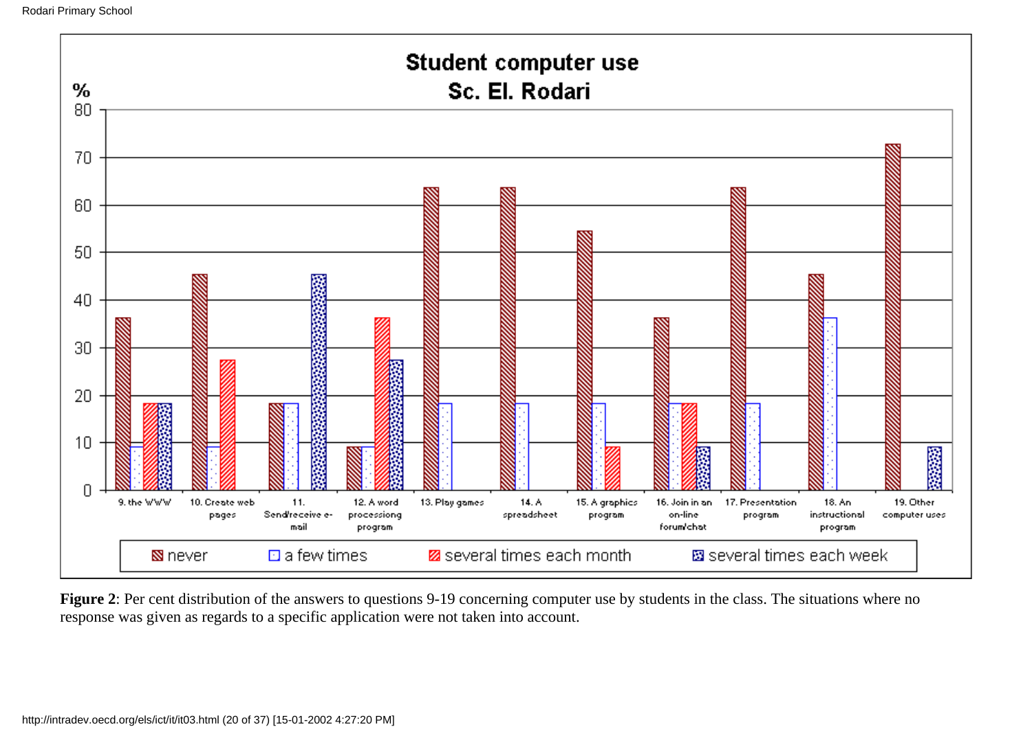**Student computer use**
**Sc. El. Rodari**

| Question | never | a few times | several times each month | several times each week |
|---|---|---|---|---|
| 9. the WWW | 36 | 9 | 18 | 18 |
| 10. Create web pages | 45 | 9 | 27 | |
| 11. Send/receive e-mail | 18 | 18 | | 45 |
| 12. A word processiong program | 9 | 9 | 36 | 27 |
| 13. Play games | 64 | 18 | | |
| 14. A spreadsheet | 64 | 18 | | |
| 15. A graphics program | 55 | 18 | 9 | |
| 16. Join in an on-line forum/chat | 36 | 18 | 18 | 9 |
| 17. Presentation program | 64 | 18 | | |
| 18. An instructional program | 45 | 36 | | |
| 19. Other computer uses | 73 | | | 9 |

**Figure 2**: Per cent distribution of the answers to questions 9-19 concerning computer use by students in the class. The situations where no response was given as regards to a specific application were not taken into account.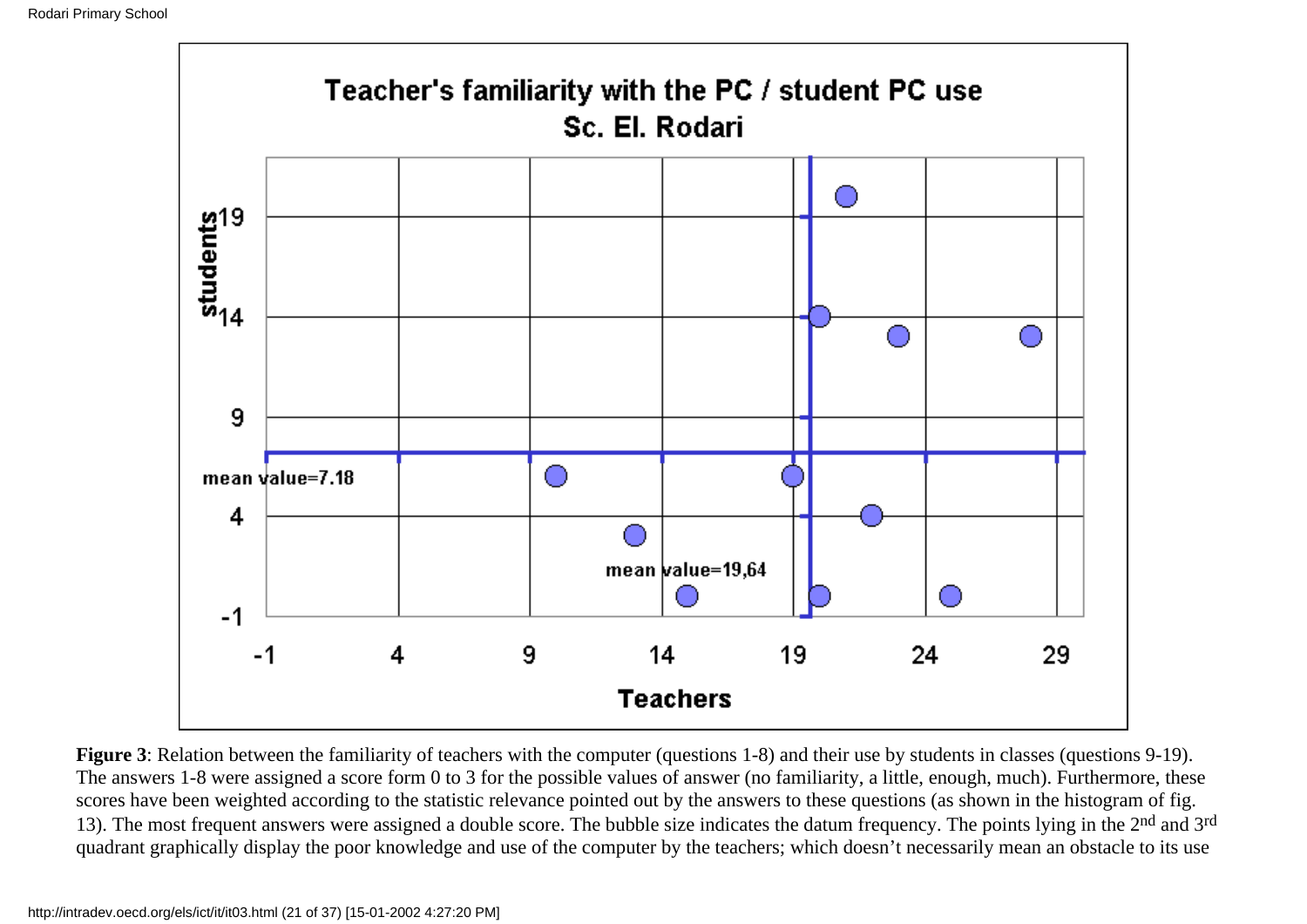**Figure 3**: Relation between the familiarity of teachers with the computer (questions 1-8) and their use by students in classes (questions 9-19). The answers 1-8 were assigned a score form 0 to 3 for the possible values of answer (no familiarity, a little, enough, much). Furthermore, these scores have been weighted according to the statistic relevance pointed out by the answers to these questions (as shown in the histogram of fig. 13). The most frequent answers were assigned a double score. The bubble size indicates the datum frequency. The points lying in the 2nd and 3rd quadrant graphically display the poor knowledge and use of the computer by the teachers; which doesn't necessarily mean an obstacle to its use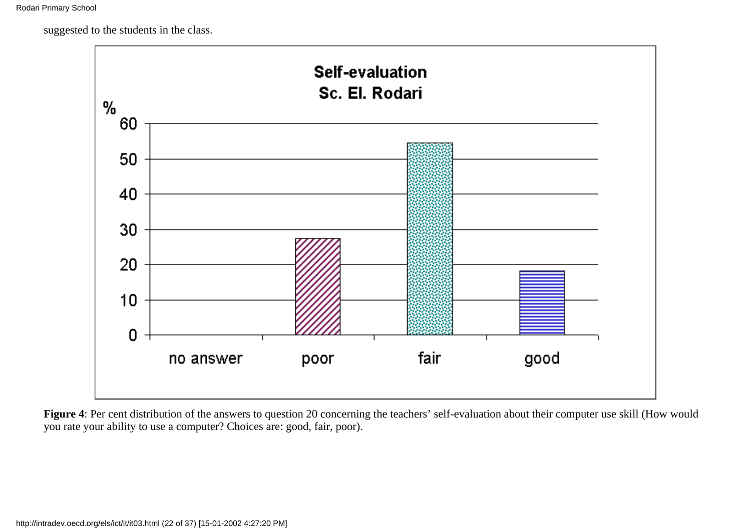suggested to the students in the class.

**Figure 4**: Per cent distribution of the answers to question 20 concerning the teachers' self-evaluation about their computer use skill (How would you rate your ability to use a computer? Choices are: good, fair, poor).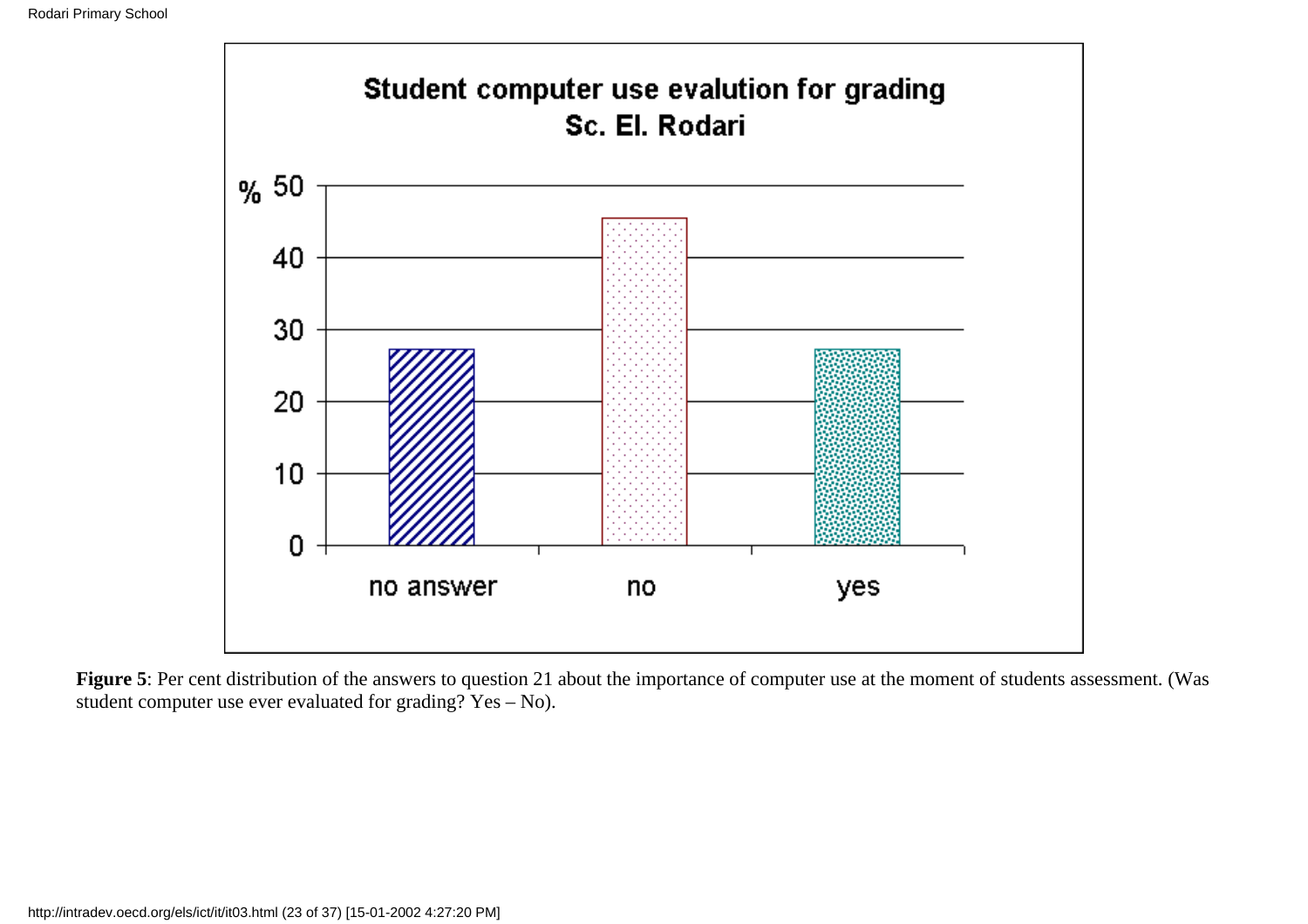**Figure 5**: Per cent distribution of the answers to question 21 about the importance of computer use at the moment of students assessment. (Was student computer use ever evaluated for grading? Yes – No).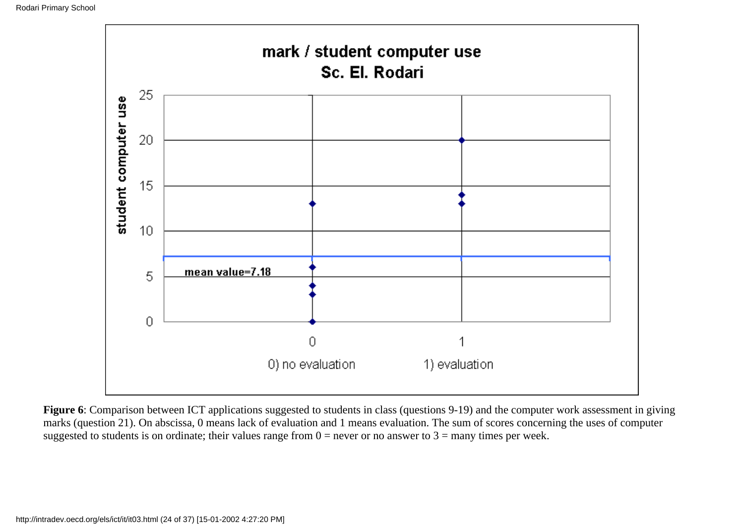**Figure 6**: Comparison between ICT applications suggested to students in class (questions 9-19) and the computer work assessment in giving marks (question 21). On abscissa, 0 means lack of evaluation and 1 means evaluation. The sum of scores concerning the uses of computer suggested to students is on ordinate; their values range from 0 = never or no answer to 3 = many times per week.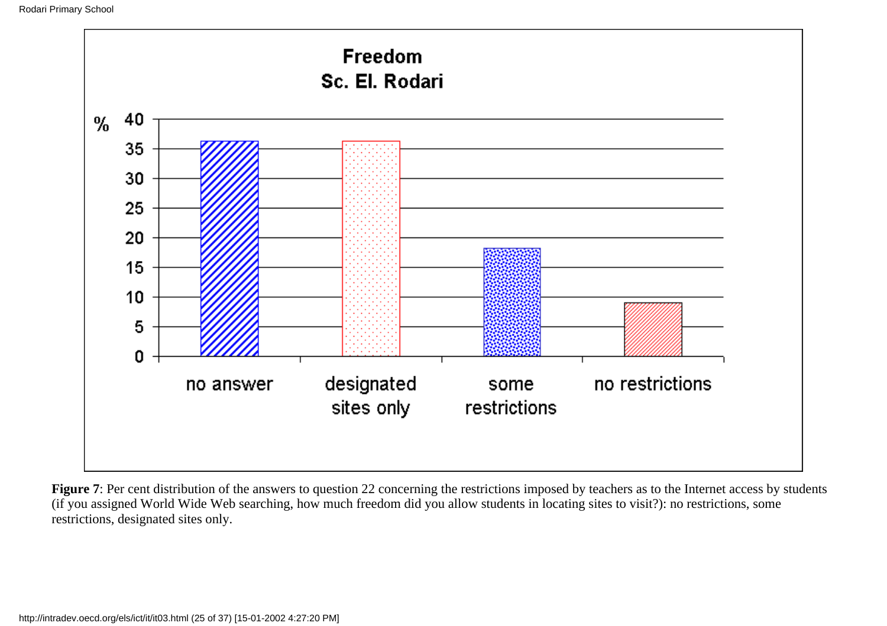**Freedom**
**Sc. El. Rodari**

| | % |
|---|---|
| no answer | ~36 |
| designated sites only | ~36 |
| some restrictions | ~18 |
| no restrictions | ~9 |

**Figure 7**: Per cent distribution of the answers to question 22 concerning the restrictions imposed by teachers as to the Internet access by students (if you assigned World Wide Web searching, how much freedom did you allow students in locating sites to visit?): no restrictions, some restrictions, designated sites only.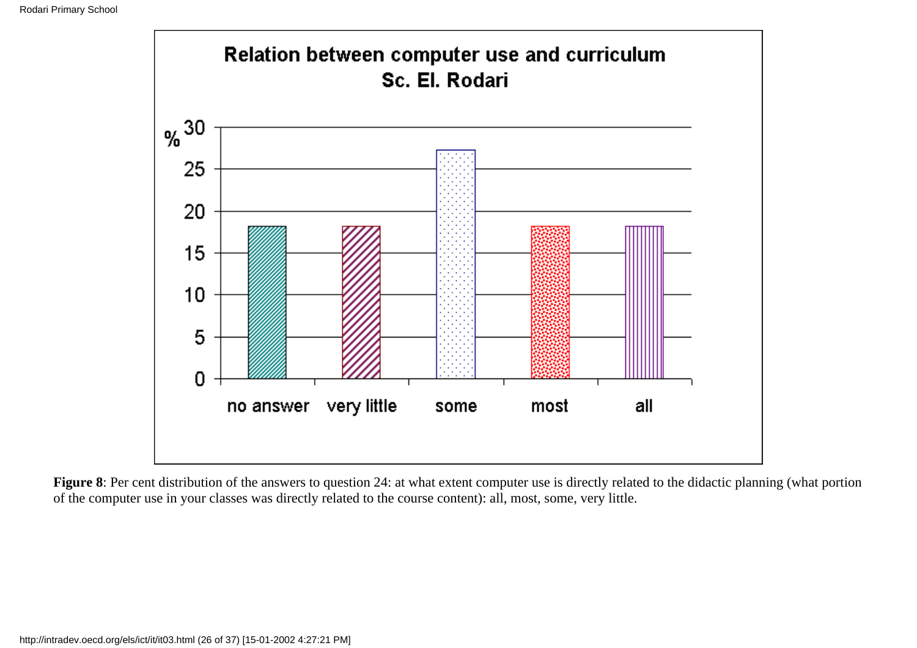**Relation between computer use and curriculum**
**Sc. El. Rodari**

| Answer | % |
|---|---|
| no answer | 18 |
| very little | 18 |
| some | 27 |
| most | 18 |
| all | 18 |

**Figure 8**: Per cent distribution of the answers to question 24: at what extent computer use is directly related to the didactic planning (what portion of the computer use in your classes was directly related to the course content): all, most, some, very little.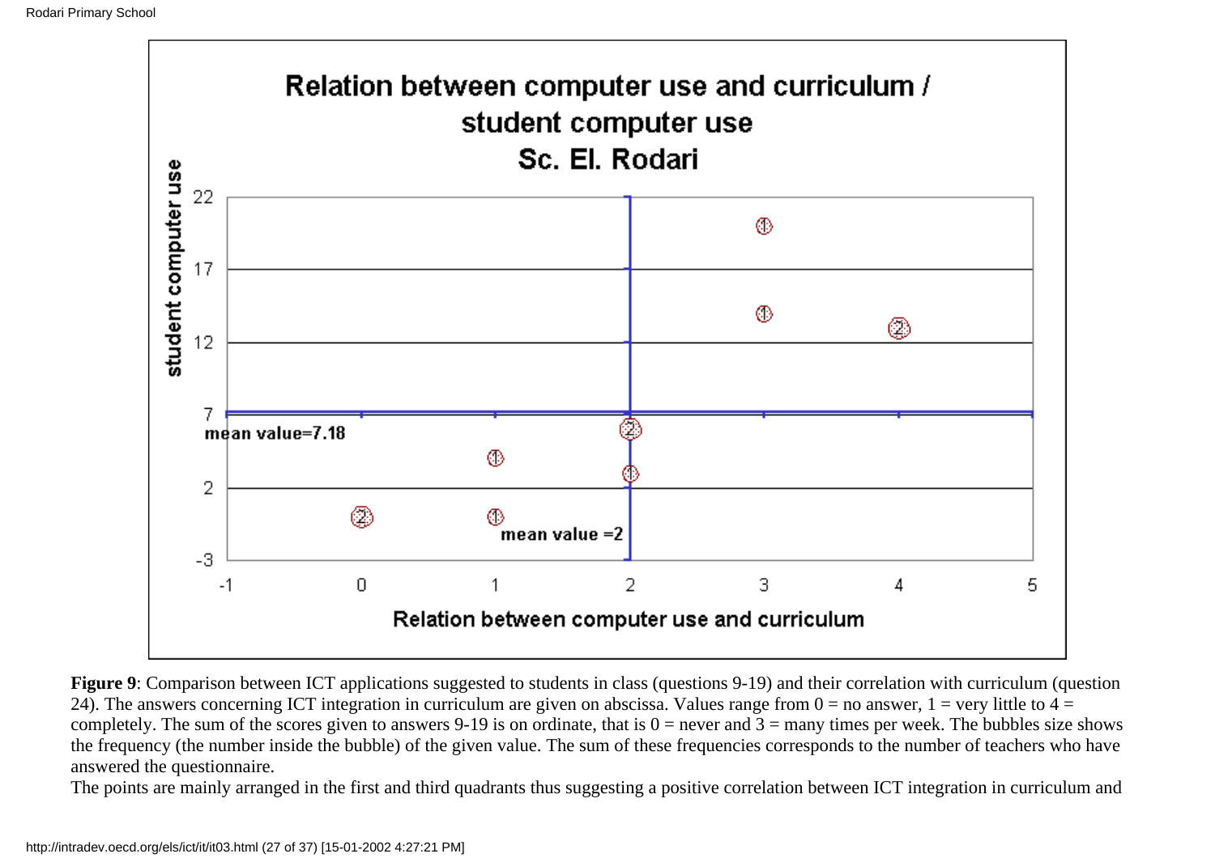**Relation between computer use and curriculum / student computer use**
**Sc. El. Rodari**

| Relation between computer use and curriculum | Student computer use | Frequency |
|---|---|---|
| 0 | ≈ 0 | 2 |
| 1 | ≈ 0 | 1 |
| 1 | ≈ 4 | 1 |
| 2 | ≈ 3 | 1 |
| 2 | ≈ 6 | 2 |
| 3 | ≈ 14 | 1 |
| 3 | ≈ 20 | 1 |
| 4 | ≈ 13 | 2 |

Mean value (student computer use) = 7.18; mean value (relation between computer use and curriculum) = 2

**Figure 9**: Comparison between ICT applications suggested to students in class (questions 9-19) and their correlation with curriculum (question 24). The answers concerning ICT integration in curriculum are given on abscissa. Values range from 0 = no answer, 1 = very little to 4 = completely. The sum of the scores given to answers 9-19 is on ordinate, that is 0 = never and 3 = many times per week. The bubbles size shows the frequency (the number inside the bubble) of the given value. The sum of these frequencies corresponds to the number of teachers who have answered the questionnaire.

The points are mainly arranged in the first and third quadrants thus suggesting a positive correlation between ICT integration in curriculum and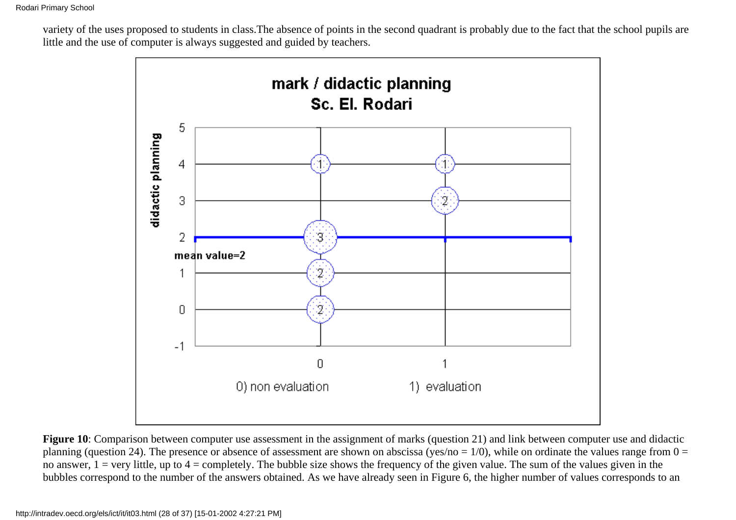variety of the uses proposed to students in class.The absence of points in the second quadrant is probably due to the fact that the school pupils are little and the use of computer is always suggested and guided by teachers.

**Figure 10**: Comparison between computer use assessment in the assignment of marks (question 21) and link between computer use and didactic planning (question 24). The presence or absence of assessment are shown on abscissa (yes/no = 1/0), while on ordinate the values range from 0 = no answer, 1 = very little, up to 4 = completely. The bubble size shows the frequency of the given value. The sum of the values given in the bubbles correspond to the number of the answers obtained. As we have already seen in Figure 6, the higher number of values corresponds to an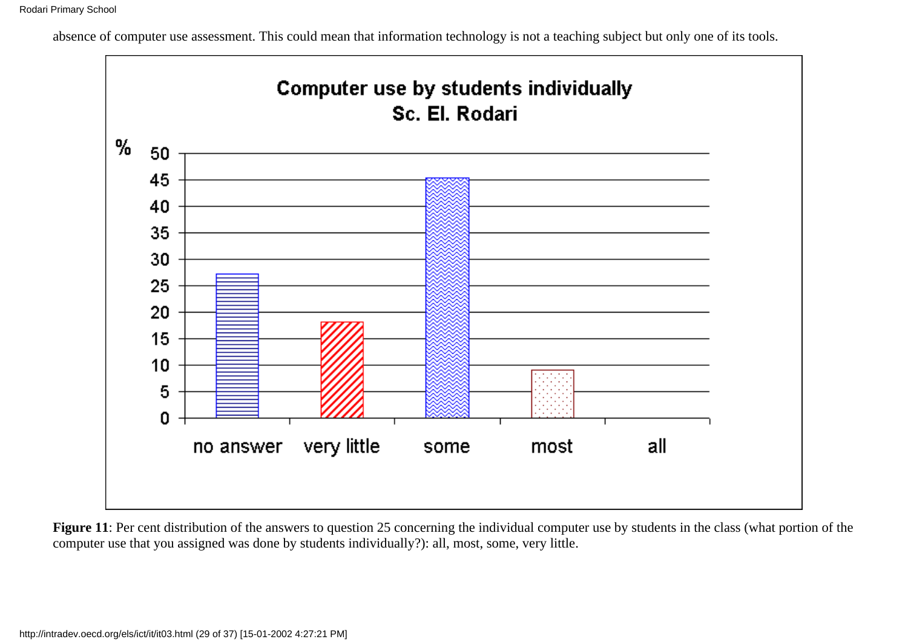absence of computer use assessment. This could mean that information technology is not a teaching subject but only one of its tools.

**Figure 11**: Per cent distribution of the answers to question 25 concerning the individual computer use by students in the class (what portion of the computer use that you assigned was done by students individually?): all, most, some, very little.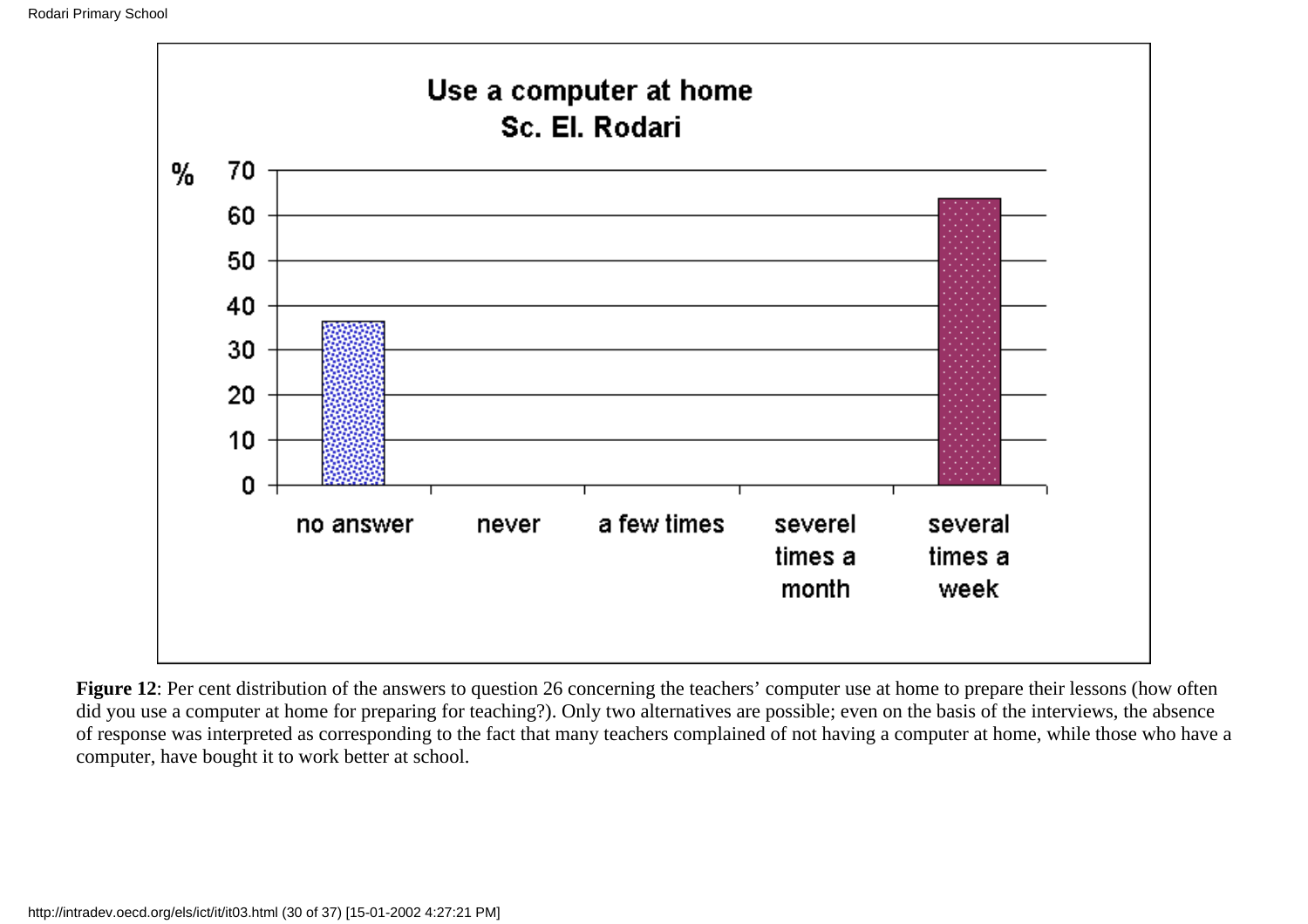**Figure 12**: Per cent distribution of the answers to question 26 concerning the teachers' computer use at home to prepare their lessons (how often did you use a computer at home for preparing for teaching?). Only two alternatives are possible; even on the basis of the interviews, the absence of response was interpreted as corresponding to the fact that many teachers complained of not having a computer at home, while those who have a computer, have bought it to work better at school.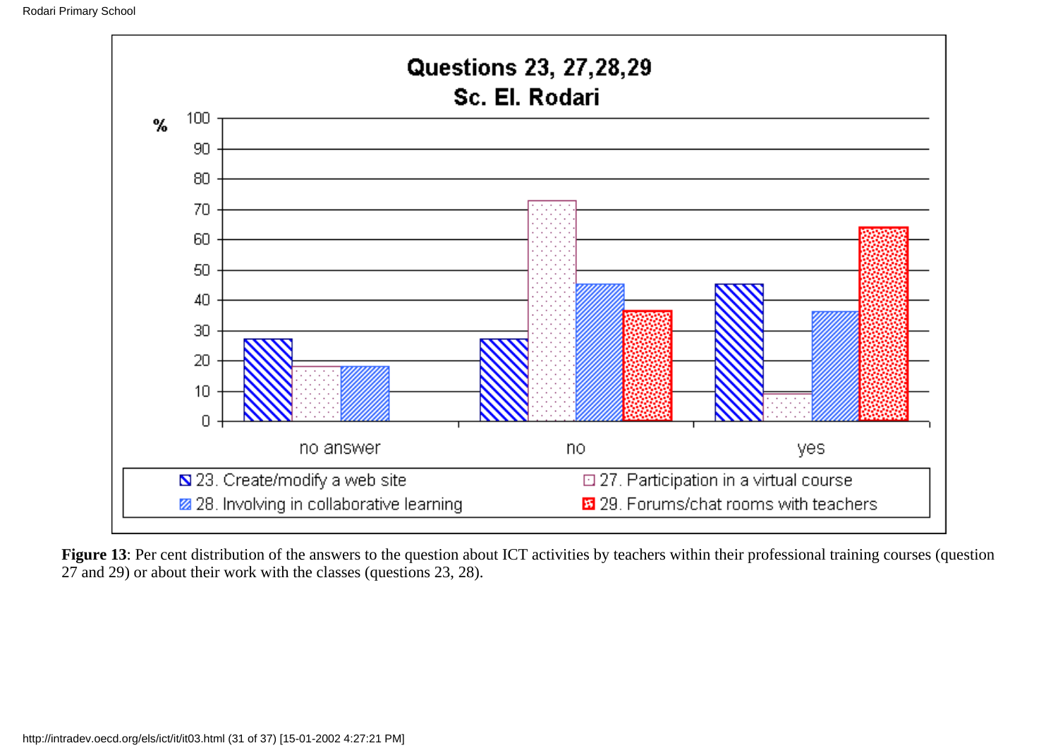**Questions 23, 27,28,29**
**Sc. El. Rodari**

**Figure 13**: Per cent distribution of the answers to the question about ICT activities by teachers within their professional training courses (question 27 and 29) or about their work with the classes (questions 23, 28).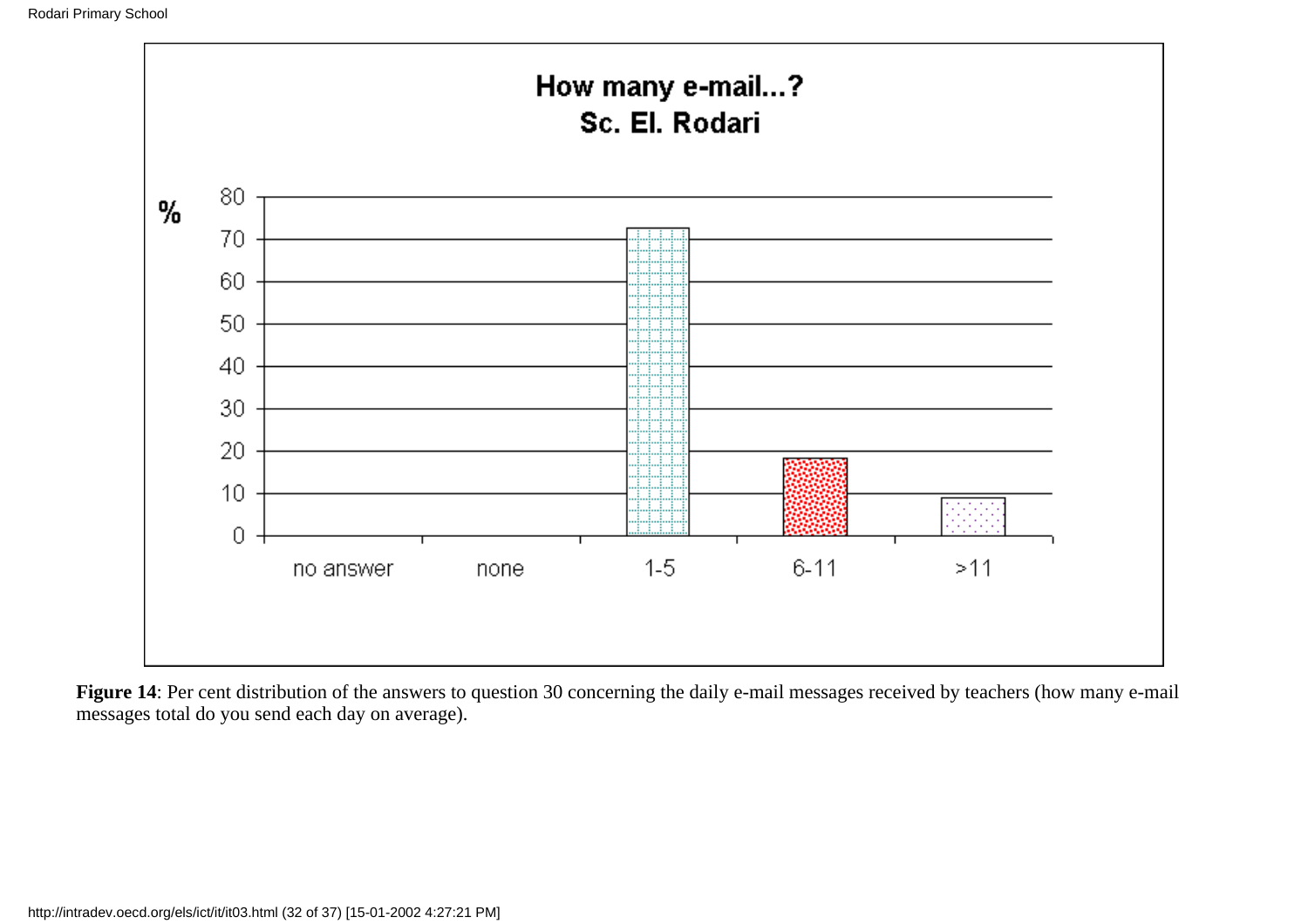**Figure 14**: Per cent distribution of the answers to question 30 concerning the daily e-mail messages received by teachers (how many e-mail messages total do you send each day on average).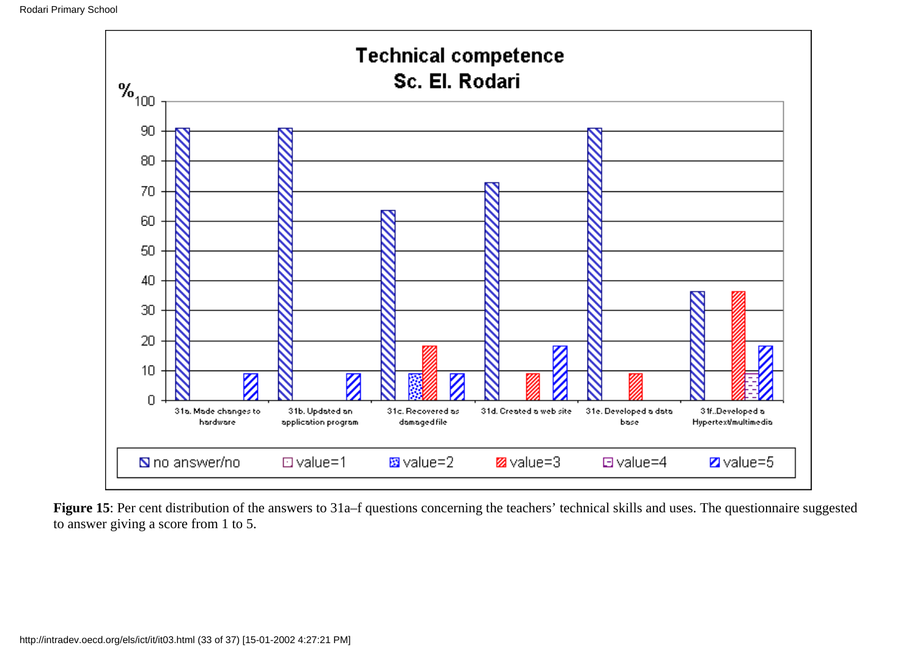**Technical competence**
**Sc. El. Rodari**

| % | no answer/no | value=1 | value=2 | value=3 | value=4 | value=5 |
|---|---|---|---|---|---|---|
| 31a. Made changes to hardware | 91 | | | | | 9 |
| 31b. Updated an application program | 91 | | | | | 9 |
| 31c. Recovered as damaged file | 64 | | 9 | 18 | | 9 |
| 31d. Created a web site | 73 | | | 9 | | 18 |
| 31e. Developed a data base | 91 | | | 9 | | |
| 31f..Developed a Hypertext/multimedia | 36 | | | 36 | 9 | 18 |

**Figure 15**: Per cent distribution of the answers to 31a–f questions concerning the teachers' technical skills and uses. The questionnaire suggested to answer giving a score from 1 to 5.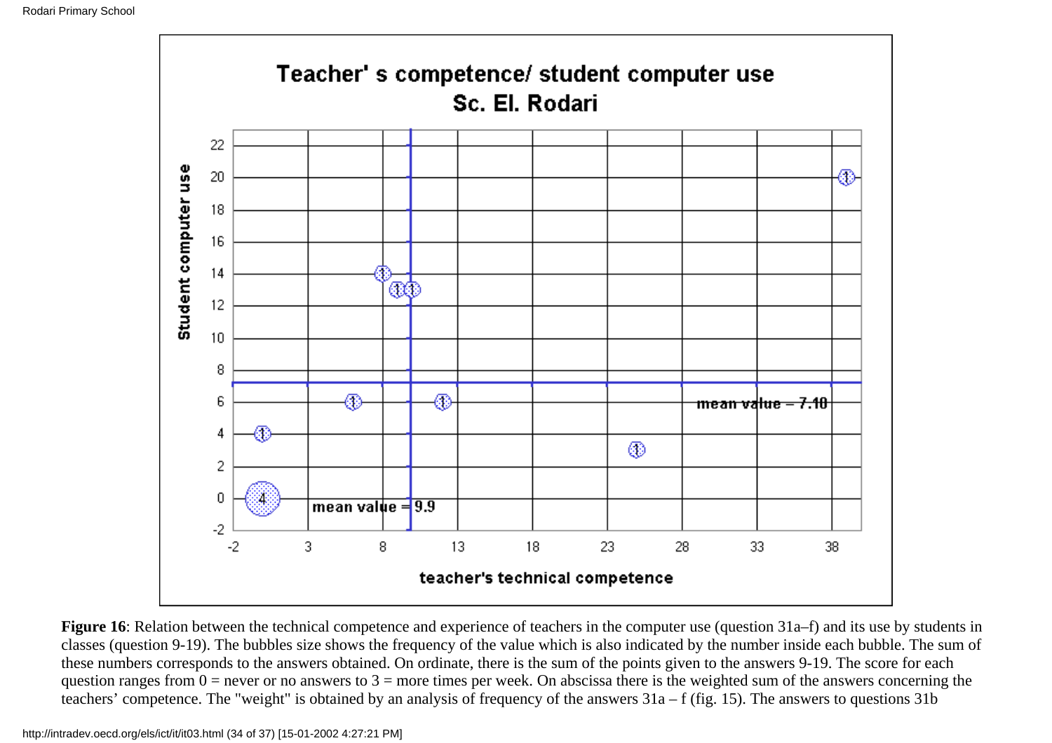**Figure 16**: Relation between the technical competence and experience of teachers in the computer use (question 31a–f) and its use by students in classes (question 9-19). The bubbles size shows the frequency of the value which is also indicated by the number inside each bubble. The sum of these numbers corresponds to the answers obtained. On ordinate, there is the sum of the points given to the answers 9-19. The score for each question ranges from 0 = never or no answers to 3 = more times per week. On abscissa there is the weighted sum of the answers concerning the teachers' competence. The "weight" is obtained by an analysis of frequency of the answers 31a – f (fig. 15). The answers to questions 31b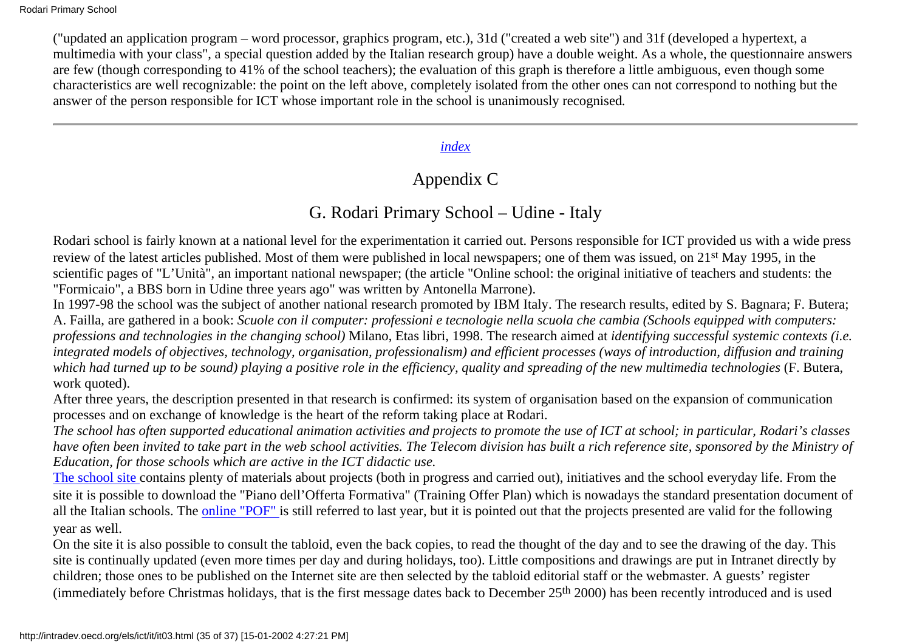("updated an application program – word processor, graphics program, etc.), 31d ("created a web site") and 31f (developed a hypertext, a multimedia with your class", a special question added by the Italian research group) have a double weight. As a whole, the questionnaire answers are few (though corresponding to 41% of the school teachers); the evaluation of this graph is therefore a little ambiguous, even though some characteristics are well recognizable: the point on the left above, completely isolated from the other ones can not correspond to nothing but the answer of the person responsible for ICT whose important role in the school is unanimously recognised.

---

*index*

## Appendix C

## G. Rodari Primary School – Udine - Italy

Rodari school is fairly known at a national level for the experimentation it carried out. Persons responsible for ICT provided us with a wide press review of the latest articles published. Most of them were published in local newspapers; one of them was issued, on 21st May 1995, in the scientific pages of "L'Unità", an important national newspaper; (the article "Online school: the original initiative of teachers and students: the "Formicaio", a BBS born in Udine three years ago" was written by Antonella Marrone).

In 1997-98 the school was the subject of another national research promoted by IBM Italy. The research results, edited by S. Bagnara; F. Butera; A. Failla, are gathered in a book: *Scuole con il computer: professioni e tecnologie nella scuola che cambia (Schools equipped with computers: professions and technologies in the changing school)* Milano, Etas libri, 1998. The research aimed at *identifying successful systemic contexts (i.e. integrated models of objectives, technology, organisation, professionalism) and efficient processes (ways of introduction, diffusion and training which had turned up to be sound) playing a positive role in the efficiency, quality and spreading of the new multimedia technologies* (F. Butera, work quoted).

After three years, the description presented in that research is confirmed: its system of organisation based on the expansion of communication processes and on exchange of knowledge is the heart of the reform taking place at Rodari.

*The school has often supported educational animation activities and projects to promote the use of ICT at school; in particular, Rodari's classes have often been invited to take part in the web school activities. The Telecom division has built a rich reference site, sponsored by the Ministry of Education, for those schools which are active in the ICT didactic use.*

The school site contains plenty of materials about projects (both in progress and carried out), initiatives and the school everyday life. From the site it is possible to download the "Piano dell'Offerta Formativa" (Training Offer Plan) which is nowadays the standard presentation document of all the Italian schools. The online "POF" is still referred to last year, but it is pointed out that the projects presented are valid for the following year as well.

On the site it is also possible to consult the tabloid, even the back copies, to read the thought of the day and to see the drawing of the day. This site is continually updated (even more times per day and during holidays, too). Little compositions and drawings are put in Intranet directly by children; those ones to be published on the Internet site are then selected by the tabloid editorial staff or the webmaster. A guests' register (immediately before Christmas holidays, that is the first message dates back to December 25th 2000) has been recently introduced and is used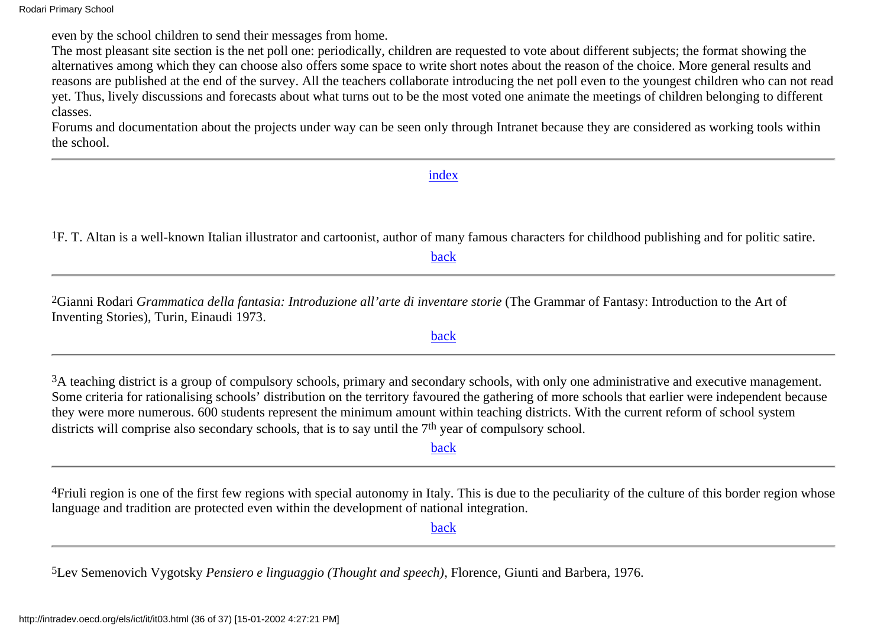even by the school children to send their messages from home.

The most pleasant site section is the net poll one: periodically, children are requested to vote about different subjects; the format showing the alternatives among which they can choose also offers some space to write short notes about the reason of the choice. More general results and reasons are published at the end of the survey. All the teachers collaborate introducing the net poll even to the youngest children who can not read yet. Thus, lively discussions and forecasts about what turns out to be the most voted one animate the meetings of children belonging to different classes.

Forums and documentation about the projects under way can be seen only through Intranet because they are considered as working tools within the school.

---

index

[1] F. T. Altan is a well-known Italian illustrator and cartoonist, author of many famous characters for childhood publishing and for politic satire.

back

---

[2] Gianni Rodari *Grammatica della fantasia: Introduzione all'arte di inventare storie* (The Grammar of Fantasy: Introduction to the Art of Inventing Stories), Turin, Einaudi 1973.

back

---

[3] A teaching district is a group of compulsory schools, primary and secondary schools, with only one administrative and executive management. Some criteria for rationalising schools' distribution on the territory favoured the gathering of more schools that earlier were independent because they were more numerous. 600 students represent the minimum amount within teaching districts. With the current reform of school system districts will comprise also secondary schools, that is to say until the 7th year of compulsory school.

back

---

[4] Friuli region is one of the first few regions with special autonomy in Italy. This is due to the peculiarity of the culture of this border region whose language and tradition are protected even within the development of national integration.

back

---

[5] Lev Semenovich Vygotsky *Pensiero e linguaggio (Thought and speech)*, Florence, Giunti and Barbera, 1976.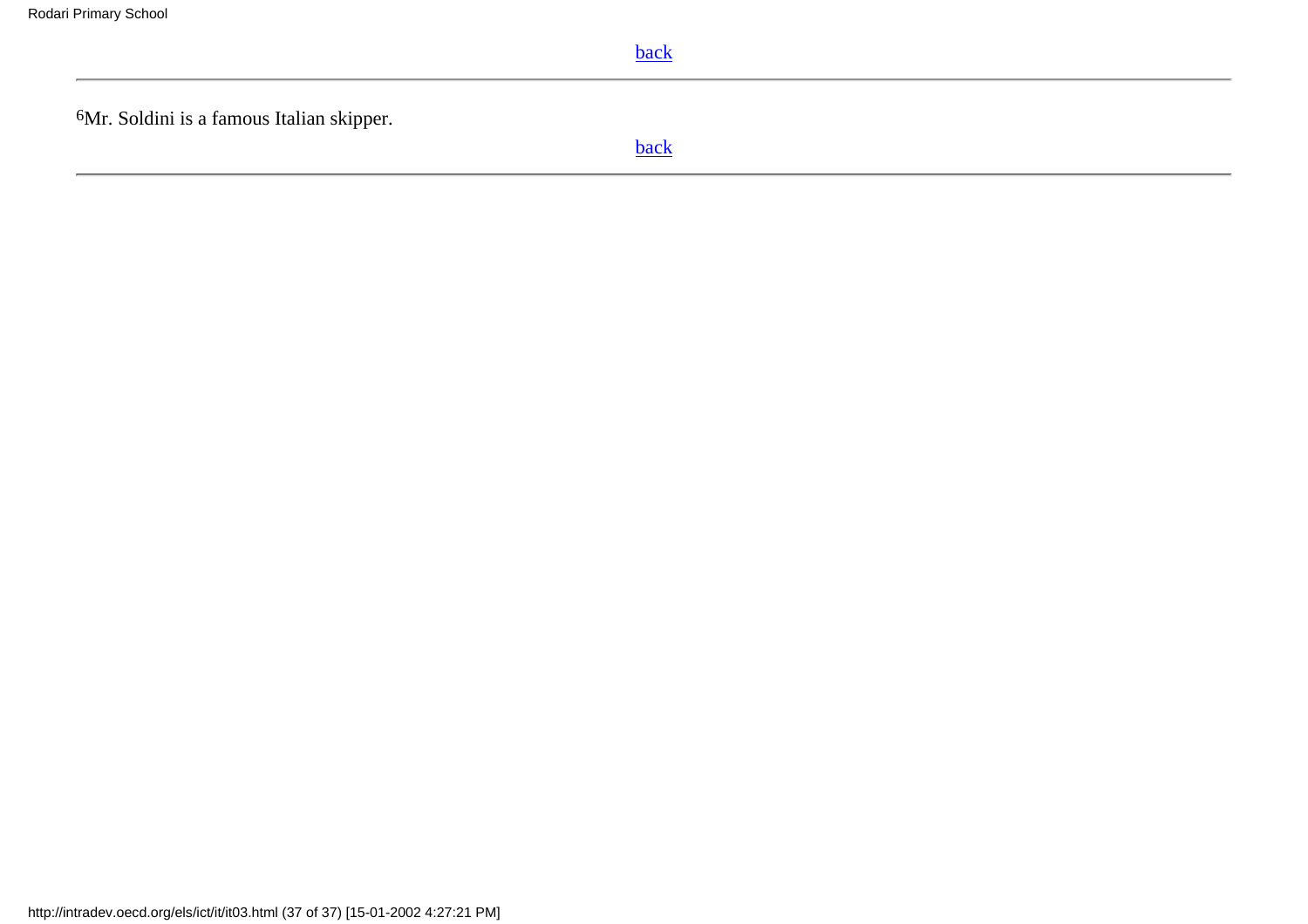back

---

[6]Mr. Soldini is a famous Italian skipper.

back

---